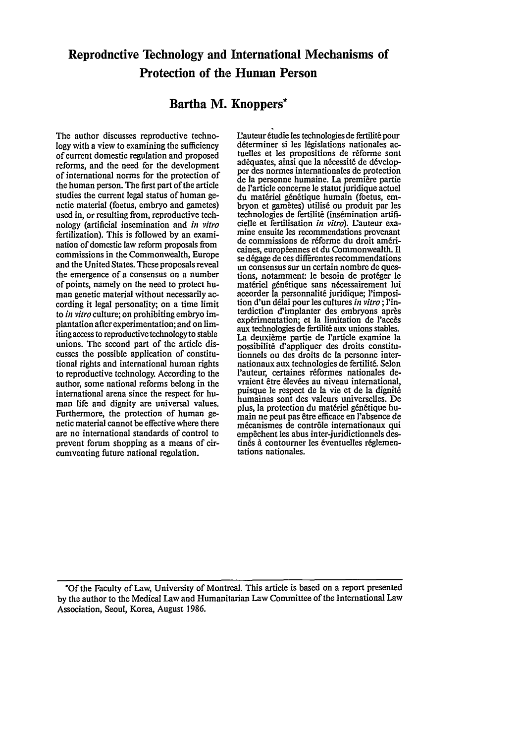# Reprodnctive Technology and International Mechanisms of Protection of the Human Person

## Bartha M. Knoppers*

The author discusses reproductive technology with a view to examining the sufficiency of current domestic regulation and proposed reforms, and the need for the development of international norms for the protection of the human person. The first part of the article studies the current legal status of human genetic material (foetus, embryo and gametes) used in, or resulting from, reproductive technology (artificial insemination and *in vitro* fertilization). This is followed by an examination of domestic law reform proposals from commissions in the Commonwealth, Europe and the United States. These proposals reveal the emergence of a consensus on a number of points, namely on the need to protect human genetic material without necessarily according it legal personality; on a time limit to *in vitro* culture; on prohibiting embryo implantation after experimentation; and on limiting access to reproductive technology to stable unions. The second part of the article discusses the possible application of constitutional rights and international human rights to reproductive technology. According to the author, some national reforms belong in the international arena since the respect for human life and dignity are universal values. Furthermore, the protection of human genetic material cannot be effective where there are no international standards of control to prevent forum shopping as a means of circumventing future national regulation.

L'auteur étudie les technologies de fertilité pour déterminer si les législations nationales actuelles et les propositions de réforme sont adéquates, ainsi que la nécessité de développer des normes internationales de protection de la personne humaine. La première partie de l'article concerne le statut juridique actuel du matériel génétique humain (foetus, embryon et gamètes) utilisé ou produit par les technologies de fertilité (insémination artificielle et fertilisation *in vitro*). L'auteur examine ensuite les recommendations provenant de commissions de réforme du droit américaines, européennes et du Commonwealth. Il se dégage de ces différentes recommendations un consensus sur un certain nombre de questions, notamment: le besoin de protéger le matériel génétique sans nécessairement lui accorder la personnalité juridique; l'imposition d'un délai pour les cultures *in vitro*; l'interdiction d'implanter des embryons après expérimentation; et la limitation de l'accès aux technologies de fertilité aux unions stables. La deuxième partie de l'article examine la possibilité d'appliquer des droits constitutionnels ou des droits de la personne internationaux aux technologies de fertilité. Selon l'auteur, certaines réformes nationales devraient être élevées au niveau international, puisque le respect de la vie et de la dignité humaines sont des valeurs universelles. De plus, la protection du matériel génétique humain ne peut pas être efficace en l'absence de mécanismes de contrôle internationaux qui empêchent les abus inter-juridictionnels destinés à contourner les éventuelles réglementations nationales.

---

*Of the Faculty of Law, University of Montreal. This article is based on a report presented by the author to the Medical Law and Humanitarian Law Committee of the International Law Association, Seoul, Korea, August 1986.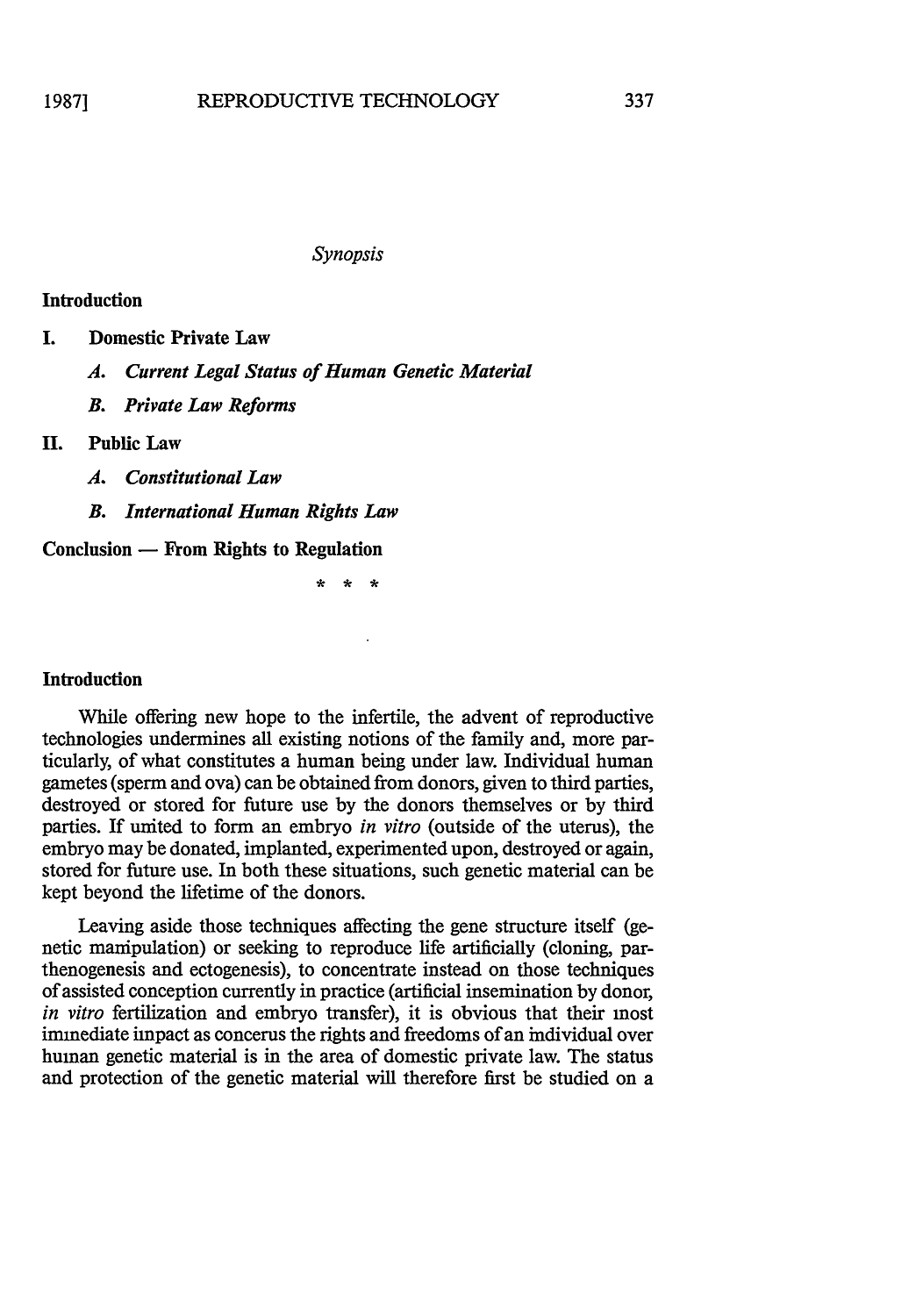*Synopsis*

**Introduction**

**I. Domestic Private Law**

*A. Current Legal Status of Human Genetic Material*

*B. Private Law Reforms*

**II. Public Law**

*A. Constitutional Law*

*B. International Human Rights Law*

**Conclusion — From Rights to Regulation**

\* \* \*

## Introduction

While offering new hope to the infertile, the advent of reproductive technologies undermines all existing notions of the family and, more particularly, of what constitutes a human being under law. Individual human gametes (sperm and ova) can be obtained from donors, given to third parties, destroyed or stored for future use by the donors themselves or by third parties. If united to form an embryo *in vitro* (outside of the uterus), the embryo may be donated, implanted, experimented upon, destroyed or again, stored for future use. In both these situations, such genetic material can be kept beyond the lifetime of the donors.

Leaving aside those techniques affecting the gene structure itself (genetic manipulation) or seeking to reproduce life artificially (cloning, parthenogenesis and ectogenesis), to concentrate instead on those techniques of assisted conception currently in practice (artificial insemination by donor, *in vitro* fertilization and embryo transfer), it is obvious that their most immediate impact as concerns the rights and freedoms of an individual over human genetic material is in the area of domestic private law. The status and protection of the genetic material will therefore first be studied on a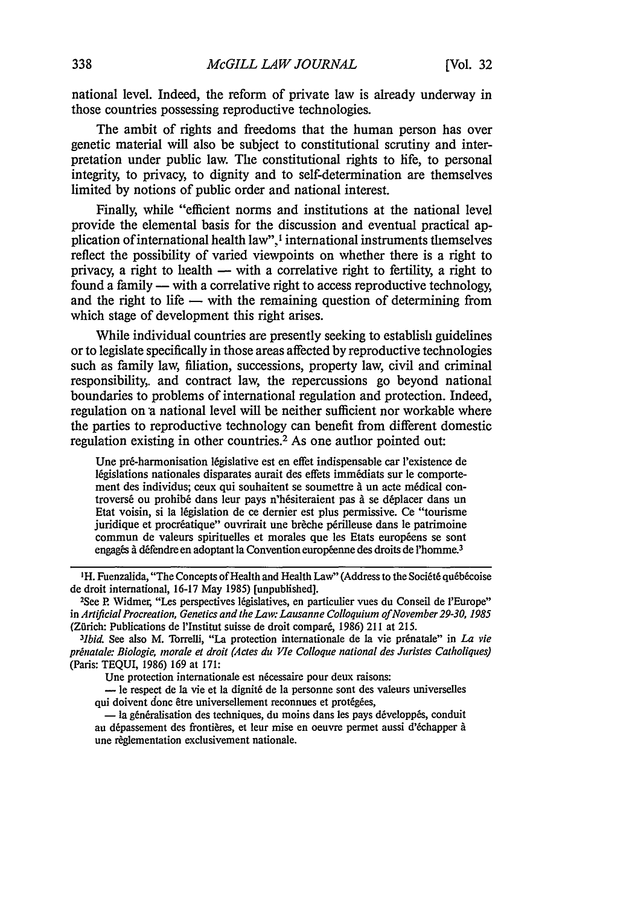national level. Indeed, the reform of private law is already underway in those countries possessing reproductive technologies.

The ambit of rights and freedoms that the human person has over genetic material will also be subject to constitutional scrutiny and interpretation under public law. The constitutional rights to life, to personal integrity, to privacy, to dignity and to self-determination are themselves limited by notions of public order and national interest.

Finally, while "efficient norms and institutions at the national level provide the elemental basis for the discussion and eventual practical application of international health law",[1] international instruments themselves reflect the possibility of varied viewpoints on whether there is a right to privacy, a right to health — with a correlative right to fertility, a right to found a family — with a correlative right to access reproductive technology, and the right to life — with the remaining question of determining from which stage of development this right arises.

While individual countries are presently seeking to establish guidelines or to legislate specifically in those areas affected by reproductive technologies such as family law, filiation, successions, property law, civil and criminal responsibility, and contract law, the repercussions go beyond national boundaries to problems of international regulation and protection. Indeed, regulation on a national level will be neither sufficient nor workable where the parties to reproductive technology can benefit from different domestic regulation existing in other countries.[2] As one author pointed out:

> Une pré-harmonisation législative est en effet indispensable car l'existence de législations nationales disparates aurait des effets immédiats sur le comportement des individus; ceux qui souhaitent se soumettre à un acte médical controversé ou prohibé dans leur pays n'hésiteraient pas à se déplacer dans un Etat voisin, si la législation de ce dernier est plus permissive. Ce "tourisme juridique et procréatique" ouvrirait une brèche périlleuse dans le patrimoine commun de valeurs spirituelles et morales que les Etats européens se sont engagés à défendre en adoptant la Convention européenne des droits de l'homme.[3]

---

[1] H. Fuenzalida, "The Concepts of Health and Health Law" (Address to the Société québécoise de droit international, 16-17 May 1985) [unpublished].

[2] See P. Widmer, "Les perspectives législatives, en particulier vues du Conseil de l'Europe" in *Artificial Procreation, Genetics and the Law: Lausanne Colloquium of November 29-30, 1985* (Zürich: Publications de l'Institut suisse de droit comparé, 1986) 211 at 215.

[3] *Ibid.* See also M. Torrelli, "La protection internationale de la vie prénatale" in *La vie prénatale: Biologie, morale et droit (Actes du VIe Colloque national des Juristes Catholiques)* (Paris: TEQUI, 1986) 169 at 171:

> Une protection internationale est nécessaire pour deux raisons:
>
> — le respect de la vie et la dignité de la personne sont des valeurs universelles qui doivent donc être universellement reconnues et protégées,
>
> — la généralisation des techniques, du moins dans les pays développés, conduit au dépassement des frontières, et leur mise en oeuvre permet aussi d'échapper à une règlementation exclusivement nationale.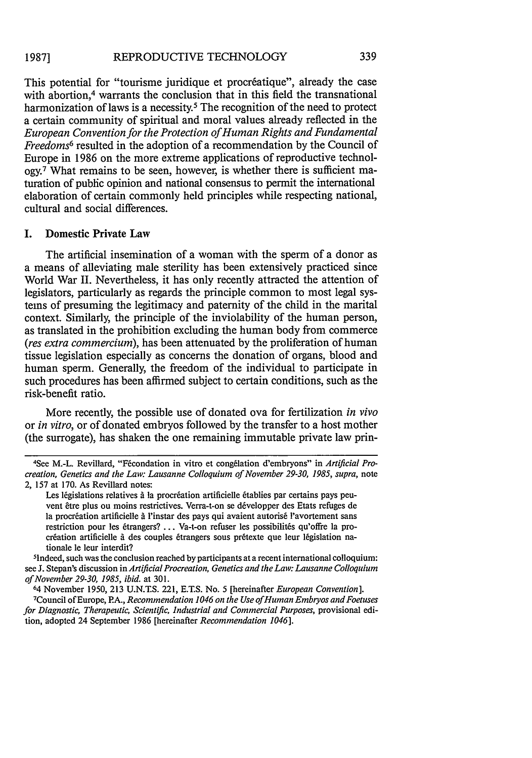This potential for "tourisme juridique et procréatique", already the case with abortion,[4] warrants the conclusion that in this field the transnational harmonization of laws is a necessity.[5] The recognition of the need to protect a certain community of spiritual and moral values already reflected in the *European Convention for the Protection of Human Rights and Fundamental Freedoms*[6] resulted in the adoption of a recommendation by the Council of Europe in 1986 on the more extreme applications of reproductive technology.[7] What remains to be seen, however, is whether there is sufficient maturation of public opinion and national consensus to permit the international elaboration of certain commonly held principles while respecting national, cultural and social differences.

## I. Domestic Private Law

The artificial insemination of a woman with the sperm of a donor as a means of alleviating male sterility has been extensively practiced since World War II. Nevertheless, it has only recently attracted the attention of legislators, particularly as regards the principle common to most legal systems of presuming the legitimacy and paternity of the child in the marital context. Similarly, the principle of the inviolability of the human person, as translated in the prohibition excluding the human body from commerce (*res extra commercium*), has been attenuated by the proliferation of human tissue legislation especially as concerns the donation of organs, blood and human sperm. Generally, the freedom of the individual to participate in such procedures has been affirmed subject to certain conditions, such as the risk-benefit ratio.

More recently, the possible use of donated ova for fertilization *in vivo* or *in vitro*, or of donated embryos followed by the transfer to a host mother (the surrogate), has shaken the one remaining immutable private law prin-

---

[4]See M.-L. Revillard, "Fécondation in vitro et congélation d'embryons" in *Artificial Procreation, Genetics and the Law: Lausanne Colloquium of November 29-30, 1985*, *supra*, note 2, 157 at 170. As Revillard notes:

> Les législations relatives à la procréation artificielle établies par certains pays peuvent être plus ou moins restrictives. Verra-t-on se développer des Etats refuges de la procréation artificielle à l'instar des pays qui avaient autorisé l'avortement sans restriction pour les étrangers? ... Va-t-on refuser les possibilités qu'offre la procréation artificielle à des couples étrangers sous prétexte que leur législation nationale le leur interdit?

[5]Indeed, such was the conclusion reached by participants at a recent international colloquium: see J. Stepan's discussion in *Artificial Procreation, Genetics and the Law: Lausanne Colloquium of November 29-30, 1985*, *ibid.* at 301.

[6]4 November 1950, 213 U.N.T.S. 221, E.T.S. No. 5 [hereinafter *European Convention*].

[7]Council of Europe, P.A., *Recommendation 1046 on the Use of Human Embryos and Foetuses for Diagnostic, Therapeutic, Scientific, Industrial and Commercial Purposes*, provisional edition, adopted 24 September 1986 [hereinafter *Recommendation 1046*].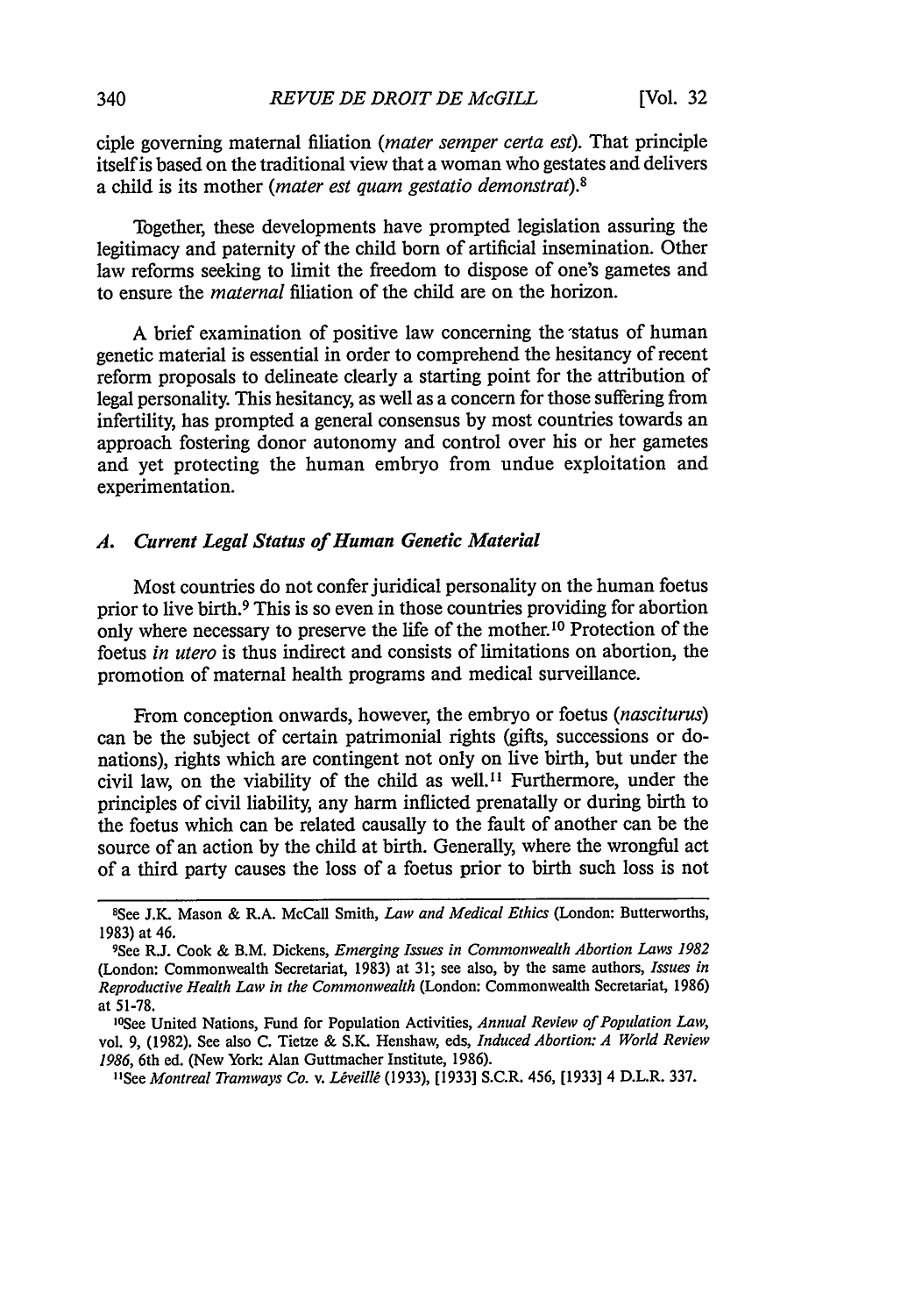ciple governing maternal filiation (*mater semper certa est*). That principle itself is based on the traditional view that a woman who gestates and delivers a child is its mother (*mater est quam gestatio demonstrat*).[8]

Together, these developments have prompted legislation assuring the legitimacy and paternity of the child born of artificial insemination. Other law reforms seeking to limit the freedom to dispose of one's gametes and to ensure the *maternal* filiation of the child are on the horizon.

A brief examination of positive law concerning the status of human genetic material is essential in order to comprehend the hesitancy of recent reform proposals to delineate clearly a starting point for the attribution of legal personality. This hesitancy, as well as a concern for those suffering from infertility, has prompted a general consensus by most countries towards an approach fostering donor autonomy and control over his or her gametes and yet protecting the human embryo from undue exploitation and experimentation.

### *A. Current Legal Status of Human Genetic Material*

Most countries do not confer juridical personality on the human foetus prior to live birth.[9] This is so even in those countries providing for abortion only where necessary to preserve the life of the mother.[10] Protection of the foetus *in utero* is thus indirect and consists of limitations on abortion, the promotion of maternal health programs and medical surveillance.

From conception onwards, however, the embryo or foetus (*nasciturus*) can be the subject of certain patrimonial rights (gifts, successions or donations), rights which are contingent not only on live birth, but under the civil law, on the viability of the child as well.[11] Furthermore, under the principles of civil liability, any harm inflicted prenatally or during birth to the foetus which can be related causally to the fault of another can be the source of an action by the child at birth. Generally, where the wrongful act of a third party causes the loss of a foetus prior to birth such loss is not

---

[8]See J.K. Mason & R.A. McCall Smith, *Law and Medical Ethics* (London: Butterworths, 1983) at 46.

[9]See R.J. Cook & B.M. Dickens, *Emerging Issues in Commonwealth Abortion Laws 1982* (London: Commonwealth Secretariat, 1983) at 31; see also, by the same authors, *Issues in Reproductive Health Law in the Commonwealth* (London: Commonwealth Secretariat, 1986) at 51-78.

[10]See United Nations, Fund for Population Activities, *Annual Review of Population Law*, vol. 9, (1982). See also C. Tietze & S.K. Henshaw, eds, *Induced Abortion: A World Review 1986*, 6th ed. (New York: Alan Guttmacher Institute, 1986).

[11]See *Montreal Tramways Co. v. Léveillé* (1933), [1933] S.C.R. 456, [1933] 4 D.L.R. 337.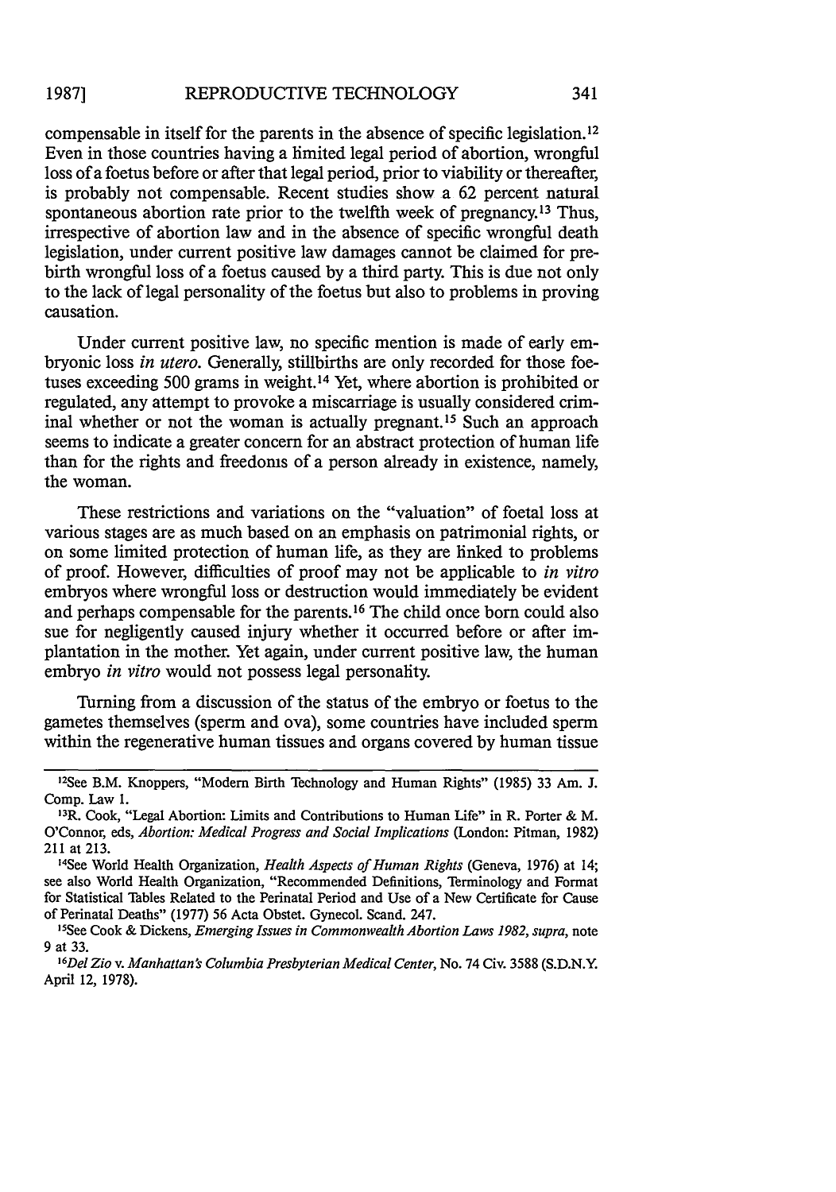compensable in itself for the parents in the absence of specific legislation.[12] Even in those countries having a limited legal period of abortion, wrongful loss of a foetus before or after that legal period, prior to viability or thereafter, is probably not compensable. Recent studies show a 62 percent natural spontaneous abortion rate prior to the twelfth week of pregnancy.[13] Thus, irrespective of abortion law and in the absence of specific wrongful death legislation, under current positive law damages cannot be claimed for pre-birth wrongful loss of a foetus caused by a third party. This is due not only to the lack of legal personality of the foetus but also to problems in proving causation.

Under current positive law, no specific mention is made of early embryonic loss *in utero*. Generally, stillbirths are only recorded for those foetuses exceeding 500 grams in weight.[14] Yet, where abortion is prohibited or regulated, any attempt to provoke a miscarriage is usually considered criminal whether or not the woman is actually pregnant.[15] Such an approach seems to indicate a greater concern for an abstract protection of human life than for the rights and freedoms of a person already in existence, namely, the woman.

These restrictions and variations on the "valuation" of foetal loss at various stages are as much based on an emphasis on patrimonial rights, or on some limited protection of human life, as they are linked to problems of proof. However, difficulties of proof may not be applicable to *in vitro* embryos where wrongful loss or destruction would immediately be evident and perhaps compensable for the parents.[16] The child once born could also sue for negligently caused injury whether it occurred before or after implantation in the mother. Yet again, under current positive law, the human embryo *in vitro* would not possess legal personality.

Turning from a discussion of the status of the embryo or foetus to the gametes themselves (sperm and ova), some countries have included sperm within the regenerative human tissues and organs covered by human tissue

---

[12] See B.M. Knoppers, "Modern Birth Technology and Human Rights" (1985) 33 Am. J. Comp. Law 1.

[13] R. Cook, "Legal Abortion: Limits and Contributions to Human Life" in R. Porter & M. O'Connor, eds, *Abortion: Medical Progress and Social Implications* (London: Pitman, 1982) 211 at 213.

[14] See World Health Organization, *Health Aspects of Human Rights* (Geneva, 1976) at 14; see also World Health Organization, "Recommended Definitions, Terminology and Format for Statistical Tables Related to the Perinatal Period and Use of a New Certificate for Cause of Perinatal Deaths" (1977) 56 Acta Obstet. Gynecol. Scand. 247.

[15] See Cook & Dickens, *Emerging Issues in Commonwealth Abortion Laws 1982*, *supra*, note 9 at 33.

[16] *Del Zio v. Manhattan's Columbia Presbyterian Medical Center*, No. 74 Civ. 3588 (S.D.N.Y. April 12, 1978).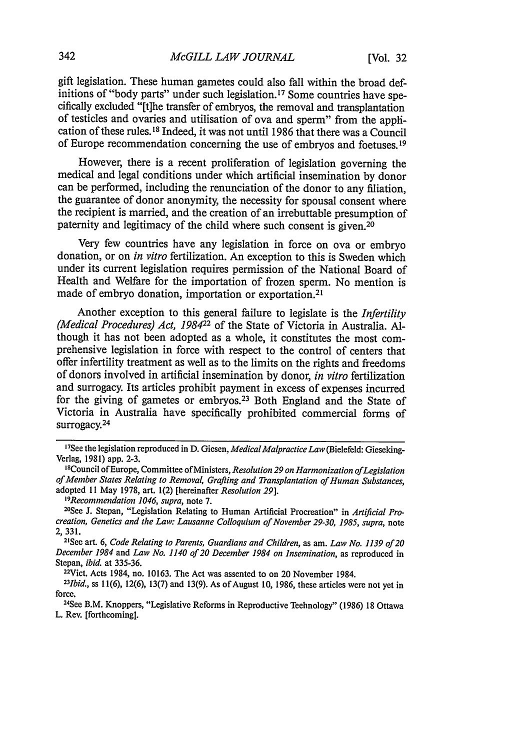gift legislation. These human gametes could also fall within the broad definitions of "body parts" under such legislation.[17] Some countries have specifically excluded "[t]he transfer of embryos, the removal and transplantation of testicles and ovaries and utilisation of ova and sperm" from the application of these rules.[18] Indeed, it was not until 1986 that there was a Council of Europe recommendation concerning the use of embryos and foetuses.[19]

However, there is a recent proliferation of legislation governing the medical and legal conditions under which artificial insemination by donor can be performed, including the renunciation of the donor to any filiation, the guarantee of donor anonymity, the necessity for spousal consent where the recipient is married, and the creation of an irrebuttable presumption of paternity and legitimacy of the child where such consent is given.[20]

Very few countries have any legislation in force on ova or embryo donation, or on *in vitro* fertilization. An exception to this is Sweden which under its current legislation requires permission of the National Board of Health and Welfare for the importation of frozen sperm. No mention is made of embryo donation, importation or exportation.[21]

Another exception to this general failure to legislate is the *Infertility (Medical Procedures) Act, 1984*[22] of the State of Victoria in Australia. Although it has not been adopted as a whole, it constitutes the most comprehensive legislation in force with respect to the control of centers that offer infertility treatment as well as to the limits on the rights and freedoms of donors involved in artificial insemination by donor, *in vitro* fertilization and surrogacy. Its articles prohibit payment in excess of expenses incurred for the giving of gametes or embryos.[23] Both England and the State of Victoria in Australia have specifically prohibited commercial forms of surrogacy.[24]

---

[17]See the legislation reproduced in D. Giesen, *Medical Malpractice Law* (Bielefeld: Gieseking-Verlag, 1981) app. 2-3.

[18]Council of Europe, Committee of Ministers, *Resolution 29 on Harmonization of Legislation of Member States Relating to Removal, Grafting and Transplantation of Human Substances*, adopted 11 May 1978, art. 1(2) [hereinafter *Resolution 29*].

[19]*Recommendation 1046*, *supra*, note 7.

[20]See J. Stepan, "Legislation Relating to Human Artificial Procreation" in *Artificial Procreation, Genetics and the Law: Lausanne Colloquium of November 29-30, 1985*, *supra*, note 2, 331.

[21]See art. 6, *Code Relating to Parents, Guardians and Children*, as am. *Law No. 1139 of 20 December 1984* and *Law No. 1140 of 20 December 1984 on Insemination*, as reproduced in Stepan, *ibid.* at 335-36.

[22]Vict. Acts 1984, no. 10163. The Act was assented to on 20 November 1984.

[23]*Ibid.*, ss 11(6), 12(6), 13(7) and 13(9). As of August 10, 1986, these articles were not yet in force.

[24]See B.M. Knoppers, "Legislative Reforms in Reproductive Technology" (1986) 18 Ottawa L. Rev. [forthcoming].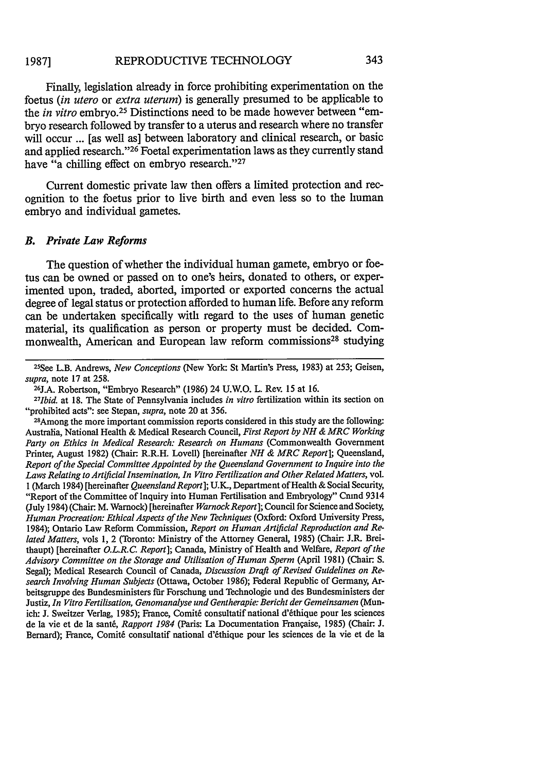Finally, legislation already in force prohibiting experimentation on the foetus (*in utero* or *extra uterum*) is generally presumed to be applicable to the *in vitro* embryo.[25] Distinctions need to be made however between "embryo research followed by transfer to a uterus and research where no transfer will occur ... [as well as] between laboratory and clinical research, or basic and applied research."[26] Foetal experimentation laws as they currently stand have "a chilling effect on embryo research."[27]

Current domestic private law then offers a limited protection and recognition to the foetus prior to live birth and even less so to the human embryo and individual gametes.

### *B. Private Law Reforms*

The question of whether the individual human gamete, embryo or foetus can be owned or passed on to one's heirs, donated to others, or experimented upon, traded, aborted, imported or exported concerns the actual degree of legal status or protection afforded to human life. Before any reform can be undertaken specifically with regard to the uses of human genetic material, its qualification as person or property must be decided. Commonwealth, American and European law reform commissions[28] studying

---

[25]See L.B. Andrews, *New Conceptions* (New York: St Martin's Press, 1983) at 253; Geisen, *supra*, note 17 at 258.

[26]J.A. Robertson, "Embryo Research" (1986) 24 U.W.O. L. Rev. 15 at 16.

[27]*Ibid.* at 18. The State of Pennsylvania includes *in vitro* fertilization within its section on "prohibited acts": see Stepan, *supra*, note 20 at 356.

[28]Among the more important commission reports considered in this study are the following: Australia, National Health & Medical Research Council, *First Report by NH & MRC Working Party on Ethics in Medical Research: Research on Humans* (Commonwealth Government Printer, August 1982) (Chair: R.R.H. Lovell) [hereinafter *NH & MRC Report*]; Queensland, *Report of the Special Committee Appointed by the Queensland Government to Inquire into the Laws Relating to Artificial Insemination, In Vitro Fertilization and Other Related Matters*, vol. 1 (March 1984) [hereinafter *Queensland Report*]; U.K., Department of Health & Social Security, "Report of the Committee of Inquiry into Human Fertilisation and Embryology" Cmnd 9314 (July 1984) (Chair: M. Warnock) [hereinafter *Warnock Report*]; Council for Science and Society, *Human Procreation: Ethical Aspects of the New Techniques* (Oxford: Oxford University Press, 1984); Ontario Law Reform Commission, *Report on Human Artificial Reproduction and Related Matters*, vols 1, 2 (Toronto: Ministry of the Attorney General, 1985) (Chair: J.R. Breithaupt) [hereinafter *O.L.R.C. Report*]; Canada, Ministry of Health and Welfare, *Report of the Advisory Committee on the Storage and Utilisation of Human Sperm* (April 1981) (Chair: S. Segal); Medical Research Council of Canada, *Discussion Draft of Revised Guidelines on Research Involving Human Subjects* (Ottawa, October 1986); Federal Republic of Germany, Arbeitsgruppe des Bundesministers für Forschung und Technologie und des Bundesministers der Justiz, *In Vitro Fertilisation, Genomanalyse und Gentherapie: Bericht der Gemeinsamen* (Munich: J. Sweitzer Verlag, 1985); France, Comité consultatif national d'éthique pour les sciences de la vie et de la santé, *Rapport 1984* (Paris: La Documentation Française, 1985) (Chair: J. Bernard); France, Comité consultatif national d'éthique pour les sciences de la vie et de la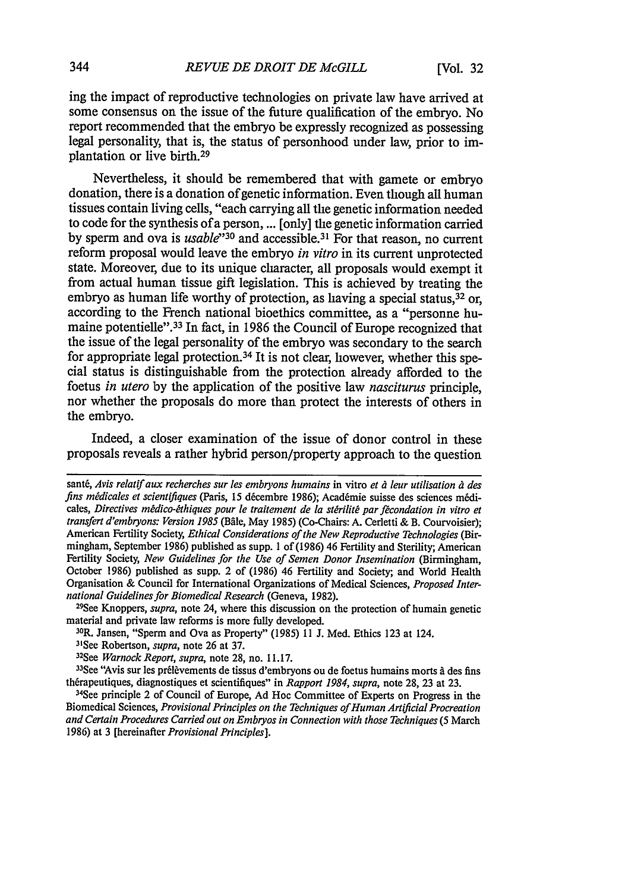ing the impact of reproductive technologies on private law have arrived at some consensus on the issue of the future qualification of the embryo. No report recommended that the embryo be expressly recognized as possessing legal personality, that is, the status of personhood under law, prior to implantation or live birth.[29]

Nevertheless, it should be remembered that with gamete or embryo donation, there is a donation of genetic information. Even though all human tissues contain living cells, "each carrying all the genetic information needed to code for the synthesis of a person, ... [only] the genetic information carried by sperm and ova is *usable*"[30] and accessible.[31] For that reason, no current reform proposal would leave the embryo *in vitro* in its current unprotected state. Moreover, due to its unique character, all proposals would exempt it from actual human tissue gift legislation. This is achieved by treating the embryo as human life worthy of protection, as having a special status,[32] or, according to the French national bioethics committee, as a "personne humaine potentielle".[33] In fact, in 1986 the Council of Europe recognized that the issue of the legal personality of the embryo was secondary to the search for appropriate legal protection.[34] It is not clear, however, whether this special status is distinguishable from the protection already afforded to the foetus *in utero* by the application of the positive law *nasciturus* principle, nor whether the proposals do more than protect the interests of others in the embryo.

Indeed, a closer examination of the issue of donor control in these proposals reveals a rather hybrid person/property approach to the question

---

santé, *Avis relatif aux recherches sur les embryons humains* in vitro *et à leur utilisation à des fins médicales et scientifiques* (Paris, 15 décembre 1986); Académie suisse des sciences médicales, *Directives médico-éthiques pour le traitement de la stérilité par fécondation in vitro et transfert d'embryons: Version 1985* (Bâle, May 1985) (Co-Chairs: A. Cerletti & B. Courvoisier); American Fertility Society, *Ethical Considerations of the New Reproductive Technologies* (Birmingham, September 1986) published as supp. 1 of (1986) 46 Fertility and Sterility; American Fertility Society, *New Guidelines for the Use of Semen Donor Insemination* (Birmingham, October 1986) published as supp. 2 of (1986) 46 Fertility and Society; and World Health Organisation & Council for International Organizations of Medical Sciences, *Proposed International Guidelines for Biomedical Research* (Geneva, 1982).

[29]See Knoppers, *supra*, note 24, where this discussion on the protection of humain genetic material and private law reforms is more fully developed.

[30]R. Jansen, "Sperm and Ova as Property" (1985) 11 J. Med. Ethics 123 at 124.

[31]See Robertson, *supra*, note 26 at 37.

[32]See *Warnock Report*, *supra*, note 28, no. 11.17.

[33]See "Avis sur les prélèvements de tissus d'embryons ou de foetus humains morts à des fins thérapeutiques, diagnostiques et scientifiques" in *Rapport 1984*, *supra*, note 28, 23 at 23.

[34]See principle 2 of Council of Europe, Ad Hoc Committee of Experts on Progress in the Biomedical Sciences, *Provisional Principles on the Techniques of Human Artificial Procreation and Certain Procedures Carried out on Embryos in Connection with those Techniques* (5 March 1986) at 3 [hereinafter *Provisional Principles*].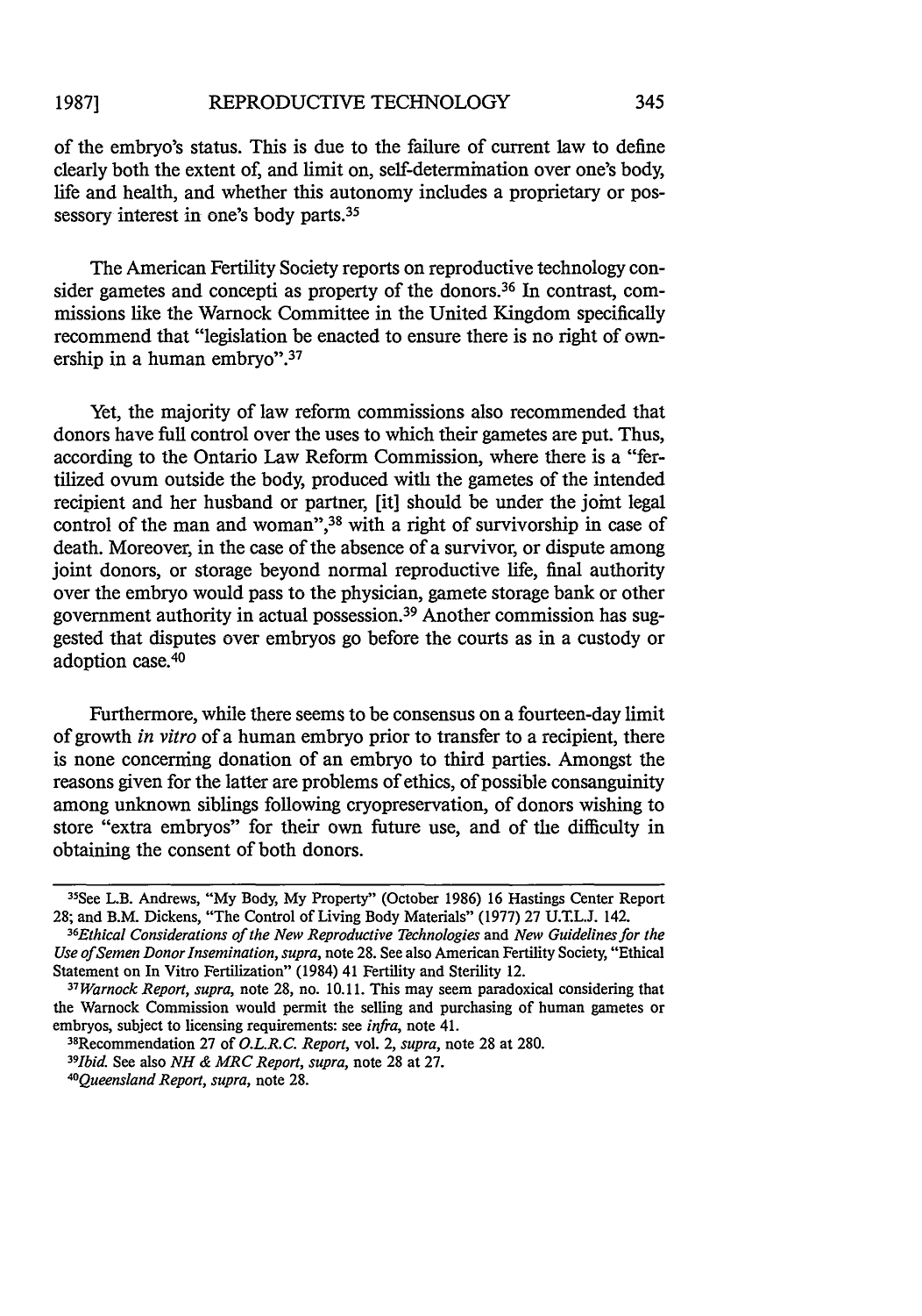of the embryo's status. This is due to the failure of current law to define clearly both the extent of, and limit on, self-determination over one's body, life and health, and whether this autonomy includes a proprietary or possessory interest in one's body parts.[35]

The American Fertility Society reports on reproductive technology consider gametes and concepti as property of the donors.[36] In contrast, commissions like the Warnock Committee in the United Kingdom specifically recommend that "legislation be enacted to ensure there is no right of ownership in a human embryo".[37]

Yet, the majority of law reform commissions also recommended that donors have full control over the uses to which their gametes are put. Thus, according to the Ontario Law Reform Commission, where there is a "fertilized ovum outside the body, produced with the gametes of the intended recipient and her husband or partner, [it] should be under the joint legal control of the man and woman",[38] with a right of survivorship in case of death. Moreover, in the case of the absence of a survivor, or dispute among joint donors, or storage beyond normal reproductive life, final authority over the embryo would pass to the physician, gamete storage bank or other government authority in actual possession.[39] Another commission has suggested that disputes over embryos go before the courts as in a custody or adoption case.[40]

Furthermore, while there seems to be consensus on a fourteen-day limit of growth *in vitro* of a human embryo prior to transfer to a recipient, there is none concerning donation of an embryo to third parties. Amongst the reasons given for the latter are problems of ethics, of possible consanguinity among unknown siblings following cryopreservation, of donors wishing to store "extra embryos" for their own future use, and of the difficulty in obtaining the consent of both donors.

---

[35]See L.B. Andrews, "My Body, My Property" (October 1986) 16 Hastings Center Report 28; and B.M. Dickens, "The Control of Living Body Materials" (1977) 27 U.T.L.J. 142.

[36]*Ethical Considerations of the New Reproductive Technologies* and *New Guidelines for the Use of Semen Donor Insemination*, *supra*, note 28. See also American Fertility Society, "Ethical Statement on In Vitro Fertilization" (1984) 41 Fertility and Sterility 12.

[37]*Warnock Report*, *supra*, note 28, no. 10.11. This may seem paradoxical considering that the Warnock Commission would permit the selling and purchasing of human gametes or embryos, subject to licensing requirements: see *infra*, note 41.

[38]Recommendation 27 of *O.L.R.C. Report*, vol. 2, *supra*, note 28 at 280.

[39]*Ibid.* See also *NH & MRC Report*, *supra*, note 28 at 27.

[40]*Queensland Report*, *supra*, note 28.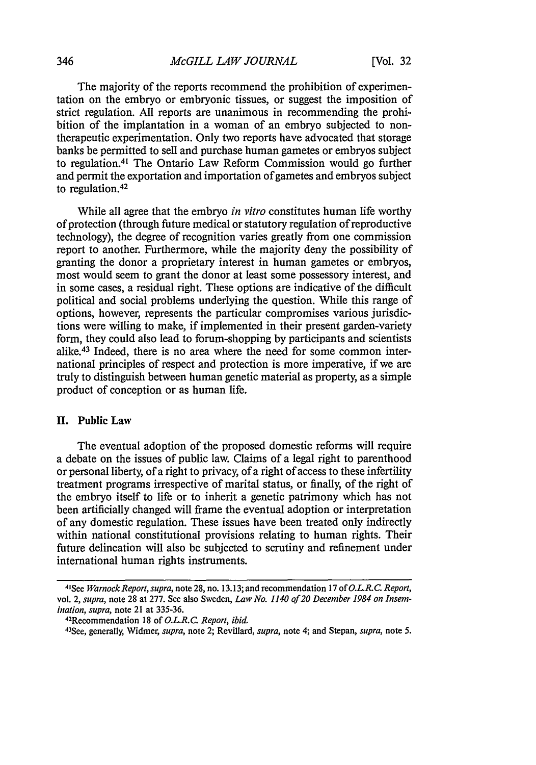The majority of the reports recommend the prohibition of experimentation on the embryo or embryonic tissues, or suggest the imposition of strict regulation. All reports are unanimous in recommending the prohibition of the implantation in a woman of an embryo subjected to non-therapeutic experimentation. Only two reports have advocated that storage banks be permitted to sell and purchase human gametes or embryos subject to regulation.[41] The Ontario Law Reform Commission would go further and permit the exportation and importation of gametes and embryos subject to regulation.[42]

While all agree that the embryo *in vitro* constitutes human life worthy of protection (through future medical or statutory regulation of reproductive technology), the degree of recognition varies greatly from one commission report to another. Furthermore, while the majority deny the possibility of granting the donor a proprietary interest in human gametes or embryos, most would seem to grant the donor at least some possessory interest, and in some cases, a residual right. These options are indicative of the difficult political and social problems underlying the question. While this range of options, however, represents the particular compromises various jurisdictions were willing to make, if implemented in their present garden-variety form, they could also lead to forum-shopping by participants and scientists alike.[43] Indeed, there is no area where the need for some common international principles of respect and protection is more imperative, if we are truly to distinguish between human genetic material as property, as a simple product of conception or as human life.

## II. Public Law

The eventual adoption of the proposed domestic reforms will require a debate on the issues of public law. Claims of a legal right to parenthood or personal liberty, of a right to privacy, of a right of access to these infertility treatment programs irrespective of marital status, or finally, of the right of the embryo itself to life or to inherit a genetic patrimony which has not been artificially changed will frame the eventual adoption or interpretation of any domestic regulation. These issues have been treated only indirectly within national constitutional provisions relating to human rights. Their future delineation will also be subjected to scrutiny and refinement under international human rights instruments.

---

[41]See *Warnock Report*, *supra*, note 28, no. 13.13; and recommendation 17 of *O.L.R.C. Report*, vol. 2, *supra*, note 28 at 277. See also Sweden, *Law No. 1140 of 20 December 1984 on Insemination*, *supra*, note 21 at 335-36.

[42]Recommendation 18 of *O.L.R.C. Report*, *ibid.*

[43]See, generally, Widmer, *supra*, note 2; Revillard, *supra*, note 4; and Stepan, *supra*, note 5.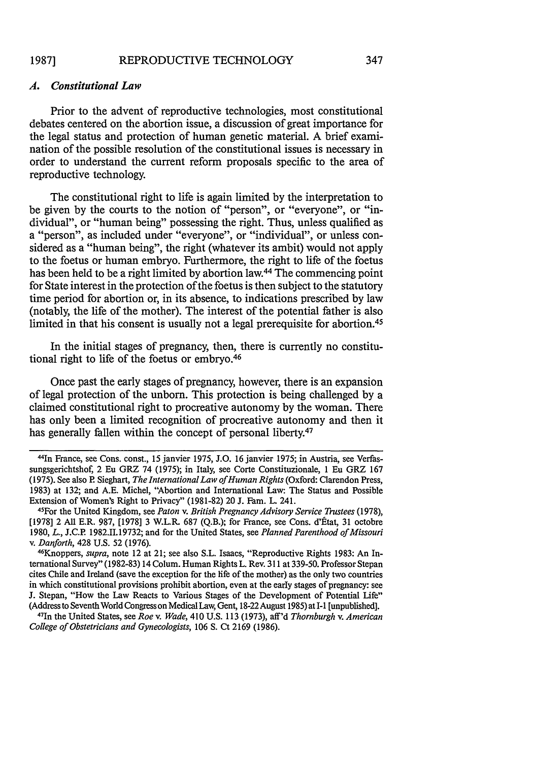### *A. Constitutional Law*

Prior to the advent of reproductive technologies, most constitutional debates centered on the abortion issue, a discussion of great importance for the legal status and protection of human genetic material. A brief examination of the possible resolution of the constitutional issues is necessary in order to understand the current reform proposals specific to the area of reproductive technology.

The constitutional right to life is again limited by the interpretation to be given by the courts to the notion of "person", or "everyone", or "individual", or "human being" possessing the right. Thus, unless qualified as a "person", as included under "everyone", or "individual", or unless considered as a "human being", the right (whatever its ambit) would not apply to the foetus or human embryo. Furthermore, the right to life of the foetus has been held to be a right limited by abortion law.[44] The commencing point for State interest in the protection of the foetus is then subject to the statutory time period for abortion or, in its absence, to indications prescribed by law (notably, the life of the mother). The interest of the potential father is also limited in that his consent is usually not a legal prerequisite for abortion.[45]

In the initial stages of pregnancy, then, there is currently no constitutional right to life of the foetus or embryo.[46]

Once past the early stages of pregnancy, however, there is an expansion of legal protection of the unborn. This protection is being challenged by a claimed constitutional right to procreative autonomy by the woman. There has only been a limited recognition of procreative autonomy and then it has generally fallen within the concept of personal liberty.[47]

---

[44]In France, see Cons. const., 15 janvier 1975, J.O. 16 janvier 1975; in Austria, see Verfassungsgerichtshof, 2 Eu GRZ 74 (1975); in Italy, see Corte Constituzionale, 1 Eu GRZ 167 (1975). See also P. Sieghart, *The International Law of Human Rights* (Oxford: Clarendon Press, 1983) at 132; and A.E. Michel, "Abortion and International Law: The Status and Possible Extension of Women's Right to Privacy" (1981-82) 20 J. Fam. L. 241.

[45]For the United Kingdom, see *Paton* v. *British Pregnancy Advisory Service Trustees* (1978), [1978] 2 All E.R. 987, [1978] 3 W.L.R. 687 (Q.B.); for France, see Cons. d'État, 31 octobre 1980, *L.*, J.C.P. 1982.II.19732; and for the United States, see *Planned Parenthood of Missouri* v. *Danforth*, 428 U.S. 52 (1976).

[46]Knoppers, *supra*, note 12 at 21; see also S.L. Isaacs, "Reproductive Rights 1983: An International Survey" (1982-83) 14 Colum. Human Rights L. Rev. 311 at 339-50. Professor Stepan cites Chile and Ireland (save the exception for the life of the mother) as the only two countries in which constitutional provisions prohibit abortion, even at the early stages of pregnancy: see J. Stepan, "How the Law Reacts to Various Stages of the Development of Potential Life" (Address to Seventh World Congress on Medical Law, Gent, 18-22 August 1985) at I-1 [unpublished].

[47]In the United States, see *Roe* v. *Wade*, 410 U.S. 113 (1973), aff'd *Thornburgh* v. *American College of Obstetricians and Gynecologists*, 106 S. Ct 2169 (1986).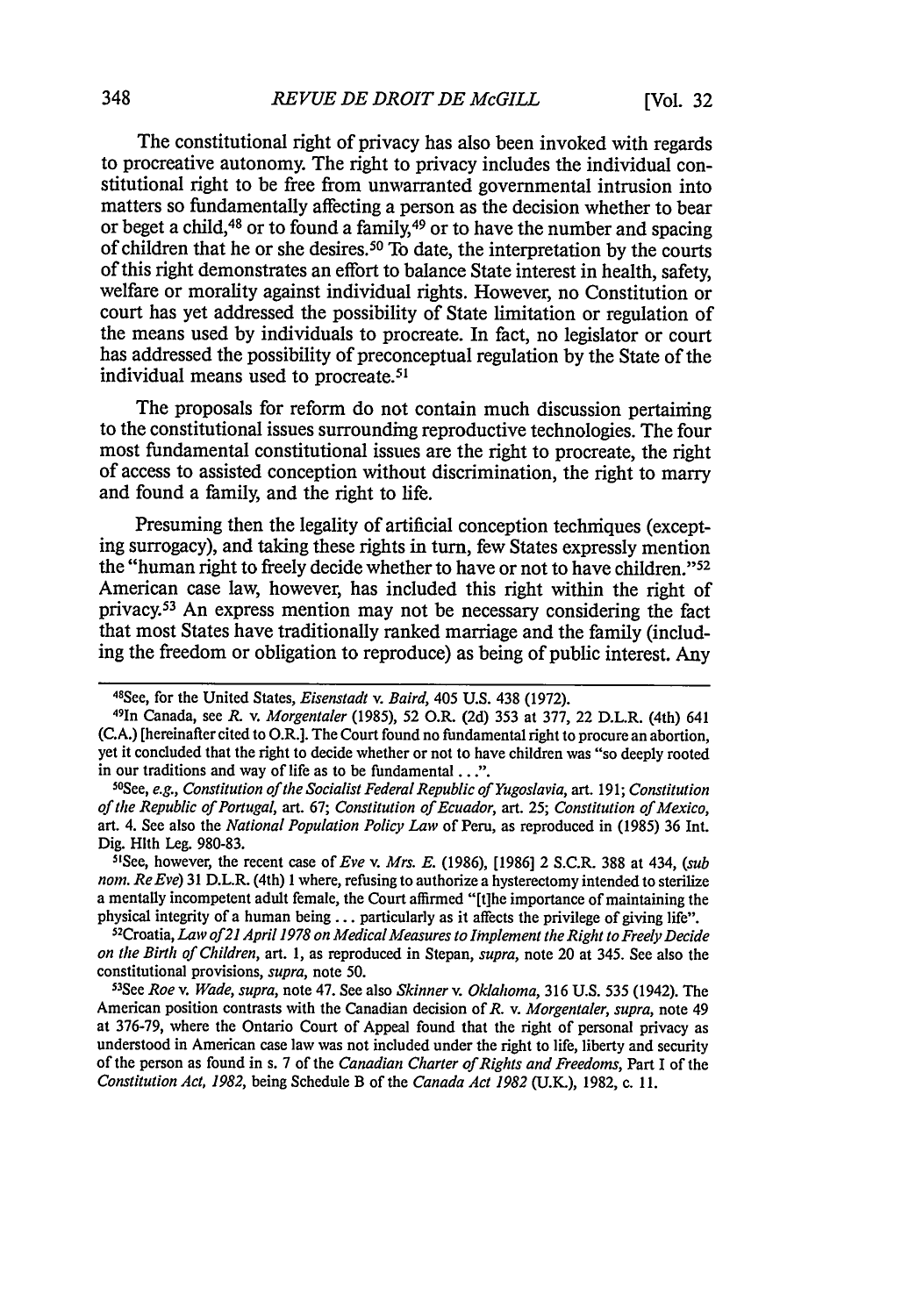The constitutional right of privacy has also been invoked with regards to procreative autonomy. The right to privacy includes the individual constitutional right to be free from unwarranted governmental intrusion into matters so fundamentally affecting a person as the decision whether to bear or beget a child,[48] or to found a family,[49] or to have the number and spacing of children that he or she desires.[50] To date, the interpretation by the courts of this right demonstrates an effort to balance State interest in health, safety, welfare or morality against individual rights. However, no Constitution or court has yet addressed the possibility of State limitation or regulation of the means used by individuals to procreate. In fact, no legislator or court has addressed the possibility of preconceptual regulation by the State of the individual means used to procreate.[51]

The proposals for reform do not contain much discussion pertaining to the constitutional issues surrounding reproductive technologies. The four most fundamental constitutional issues are the right to procreate, the right of access to assisted conception without discrimination, the right to marry and found a family, and the right to life.

Presuming then the legality of artificial conception techniques (excepting surrogacy), and taking these rights in turn, few States expressly mention the "human right to freely decide whether to have or not to have children."[52] American case law, however, has included this right within the right of privacy.[53] An express mention may not be necessary considering the fact that most States have traditionally ranked marriage and the family (including the freedom or obligation to reproduce) as being of public interest. Any

---

[48]See, for the United States, *Eisenstadt* v. *Baird*, 405 U.S. 438 (1972).

[49]In Canada, see *R.* v. *Morgentaler* (1985), 52 O.R. (2d) 353 at 377, 22 D.L.R. (4th) 641 (C.A.) [hereinafter cited to O.R.]. The Court found no fundamental right to procure an abortion, yet it concluded that the right to decide whether or not to have children was "so deeply rooted in our traditions and way of life as to be fundamental ...".

[50]See, *e.g.*, *Constitution of the Socialist Federal Republic of Yugoslavia*, art. 191; *Constitution of the Republic of Portugal*, art. 67; *Constitution of Ecuador*, art. 25; *Constitution of Mexico*, art. 4. See also the *National Population Policy Law* of Peru, as reproduced in (1985) 36 Int. Dig. Hlth Leg. 980-83.

[51]See, however, the recent case of *Eve* v. *Mrs. E.* (1986), [1986] 2 S.C.R. 388 at 434, (*sub nom. Re Eve*) 31 D.L.R. (4th) 1 where, refusing to authorize a hysterectomy intended to sterilize a mentally incompetent adult female, the Court affirmed "[t]he importance of maintaining the physical integrity of a human being ... particularly as it affects the privilege of giving life".

[52]Croatia, *Law of 21 April 1978 on Medical Measures to Implement the Right to Freely Decide on the Birth of Children*, art. 1, as reproduced in Stepan, *supra*, note 20 at 345. See also the constitutional provisions, *supra*, note 50.

[53]See *Roe* v. *Wade*, *supra*, note 47. See also *Skinner* v. *Oklahoma*, 316 U.S. 535 (1942). The American position contrasts with the Canadian decision of *R.* v. *Morgentaler*, *supra*, note 49 at 376-79, where the Ontario Court of Appeal found that the right of personal privacy as understood in American case law was not included under the right to life, liberty and security of the person as found in s. 7 of the *Canadian Charter of Rights and Freedoms*, Part I of the *Constitution Act, 1982*, being Schedule B of the *Canada Act 1982* (U.K.), 1982, c. 11.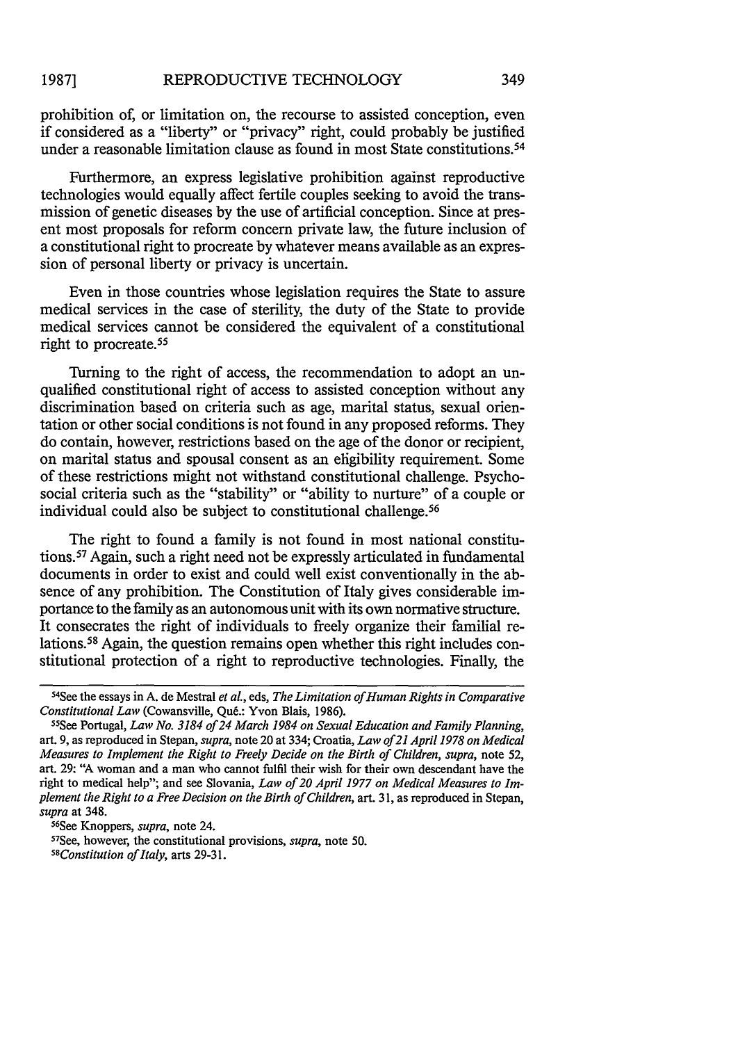prohibition of, or limitation on, the recourse to assisted conception, even if considered as a "liberty" or "privacy" right, could probably be justified under a reasonable limitation clause as found in most State constitutions.[54]

Furthermore, an express legislative prohibition against reproductive technologies would equally affect fertile couples seeking to avoid the transmission of genetic diseases by the use of artificial conception. Since at present most proposals for reform concern private law, the future inclusion of a constitutional right to procreate by whatever means available as an expression of personal liberty or privacy is uncertain.

Even in those countries whose legislation requires the State to assure medical services in the case of sterility, the duty of the State to provide medical services cannot be considered the equivalent of a constitutional right to procreate.[55]

Turning to the right of access, the recommendation to adopt an unqualified constitutional right of access to assisted conception without any discrimination based on criteria such as age, marital status, sexual orientation or other social conditions is not found in any proposed reforms. They do contain, however, restrictions based on the age of the donor or recipient, on marital status and spousal consent as an eligibility requirement. Some of these restrictions might not withstand constitutional challenge. Psycho-social criteria such as the "stability" or "ability to nurture" of a couple or individual could also be subject to constitutional challenge.[56]

The right to found a family is not found in most national constitutions.[57] Again, such a right need not be expressly articulated in fundamental documents in order to exist and could well exist conventionally in the absence of any prohibition. The Constitution of Italy gives considerable importance to the family as an autonomous unit with its own normative structure. It consecrates the right of individuals to freely organize their familial relations.[58] Again, the question remains open whether this right includes constitutional protection of a right to reproductive technologies. Finally, the

---

[54]See the essays in A. de Mestral *et al.*, eds, *The Limitation of Human Rights in Comparative Constitutional Law* (Cowansville, Qué.: Yvon Blais, 1986).

[55]See Portugal, *Law No. 3184 of 24 March 1984 on Sexual Education and Family Planning*, art. 9, as reproduced in Stepan, *supra*, note 20 at 334; Croatia, *Law of 21 April 1978 on Medical Measures to Implement the Right to Freely Decide on the Birth of Children*, *supra*, note 52, art. 29: "A woman and a man who cannot fulfil their wish for their own descendant have the right to medical help"; and see Slovania, *Law of 20 April 1977 on Medical Measures to Implement the Right to a Free Decision on the Birth of Children*, art. 31, as reproduced in Stepan, *supra* at 348.

[56]See Knoppers, *supra*, note 24.

[57]See, however, the constitutional provisions, *supra*, note 50.

[58]*Constitution of Italy*, arts 29-31.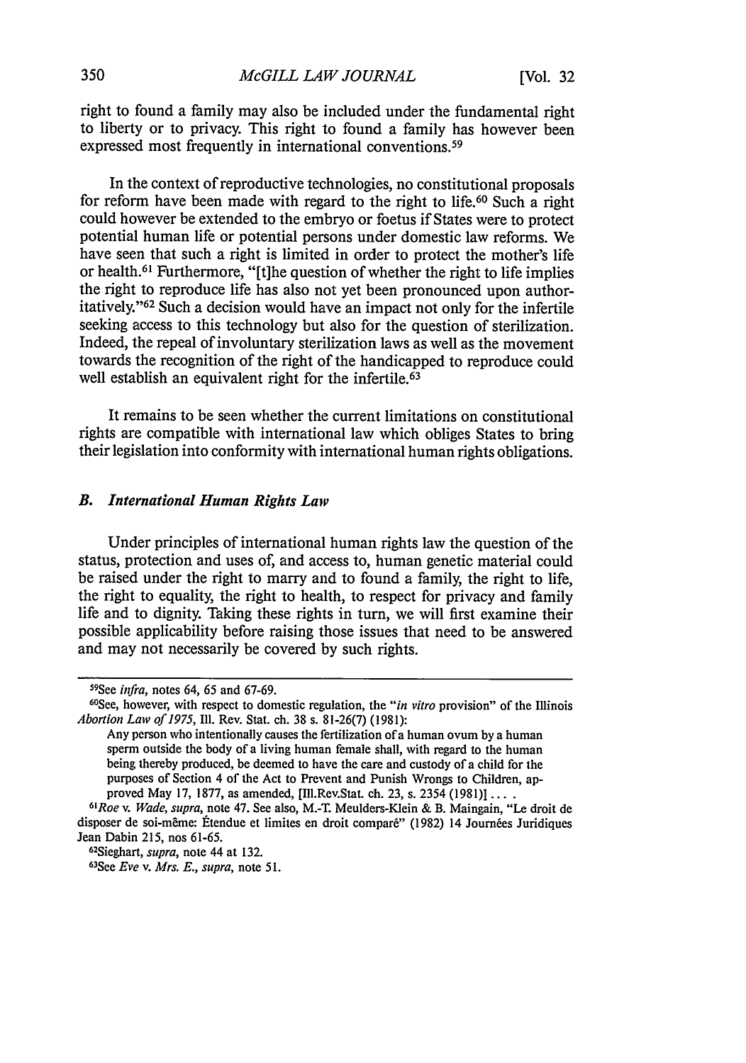right to found a family may also be included under the fundamental right to liberty or to privacy. This right to found a family has however been expressed most frequently in international conventions.[59]

In the context of reproductive technologies, no constitutional proposals for reform have been made with regard to the right to life.[60] Such a right could however be extended to the embryo or foetus if States were to protect potential human life or potential persons under domestic law reforms. We have seen that such a right is limited in order to protect the mother's life or health.[61] Furthermore, "[t]he question of whether the right to life implies the right to reproduce life has also not yet been pronounced upon authoritatively."[62] Such a decision would have an impact not only for the infertile seeking access to this technology but also for the question of sterilization. Indeed, the repeal of involuntary sterilization laws as well as the movement towards the recognition of the right of the handicapped to reproduce could well establish an equivalent right for the infertile.[63]

It remains to be seen whether the current limitations on constitutional rights are compatible with international law which obliges States to bring their legislation into conformity with international human rights obligations.

### *B. International Human Rights Law*

Under principles of international human rights law the question of the status, protection and uses of, and access to, human genetic material could be raised under the right to marry and to found a family, the right to life, the right to equality, the right to health, to respect for privacy and family life and to dignity. Taking these rights in turn, we will first examine their possible applicability before raising those issues that need to be answered and may not necessarily be covered by such rights.

---

[59]See *infra*, notes 64, 65 and 67-69.

[60]See, however, with respect to domestic regulation, the "*in vitro* provision" of the Illinois *Abortion Law of 1975*, Ill. Rev. Stat. ch. 38 s. 81-26(7) (1981):

> Any person who intentionally causes the fertilization of a human ovum by a human sperm outside the body of a living human female shall, with regard to the human being thereby produced, be deemed to have the care and custody of a child for the purposes of Section 4 of the Act to Prevent and Punish Wrongs to Children, approved May 17, 1877, as amended, [Ill.Rev.Stat. ch. 23, s. 2354 (1981)] ... .

[61]*Roe* v. *Wade*, *supra*, note 47. See also, M.-T. Meulders-Klein & B. Maingain, "Le droit de disposer de soi-même: Étendue et limites en droit comparé" (1982) 14 Journées Juridiques Jean Dabin 215, nos 61-65.

[62]Sieghart, *supra*, note 44 at 132.

[63]See *Eve* v. *Mrs. E.*, *supra*, note 51.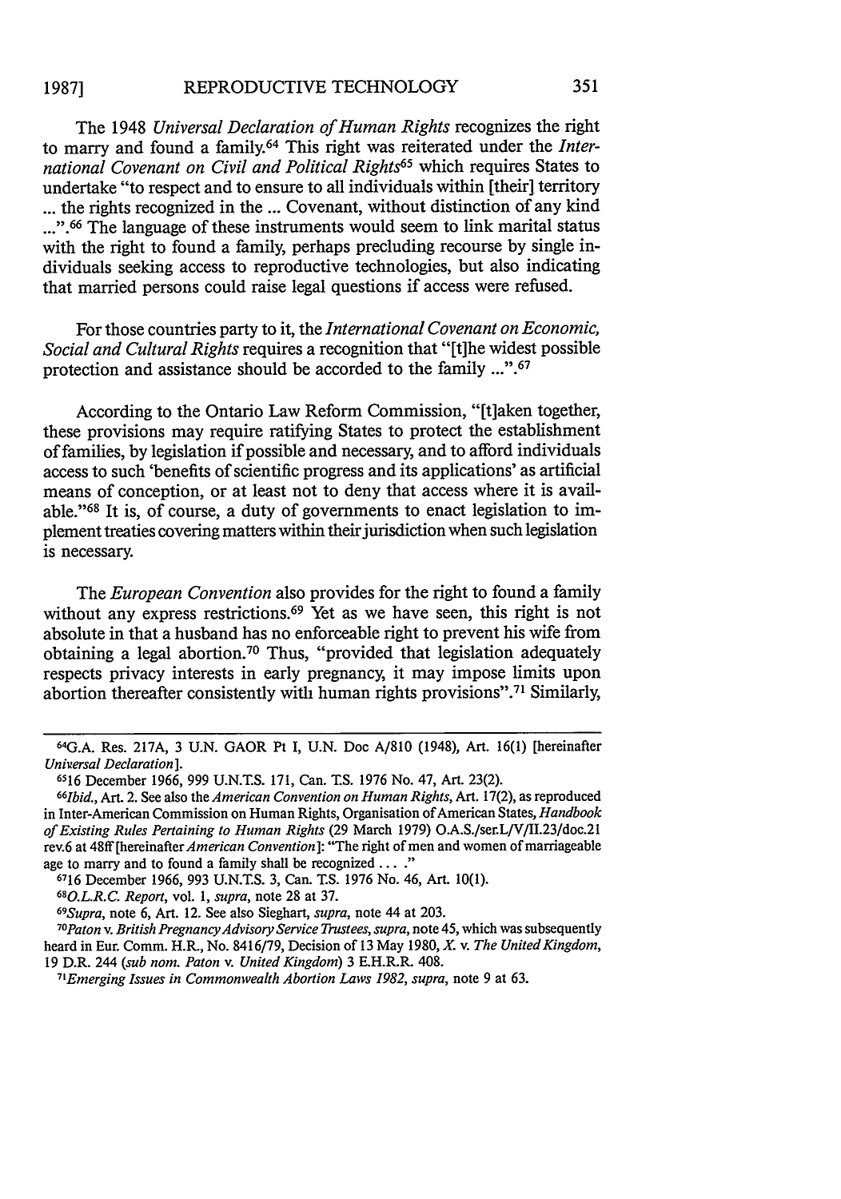The 1948 *Universal Declaration of Human Rights* recognizes the right to marry and found a family.[64] This right was reiterated under the *International Covenant on Civil and Political Rights*[65] which requires States to undertake "to respect and to ensure to all individuals within [their] territory ... the rights recognized in the ... Covenant, without distinction of any kind ...".[66] The language of these instruments would seem to link marital status with the right to found a family, perhaps precluding recourse by single individuals seeking access to reproductive technologies, but also indicating that married persons could raise legal questions if access were refused.

For those countries party to it, the *International Covenant on Economic, Social and Cultural Rights* requires a recognition that "[t]he widest possible protection and assistance should be accorded to the family ...".[67]

According to the Ontario Law Reform Commission, "[t]aken together, these provisions may require ratifying States to protect the establishment of families, by legislation if possible and necessary, and to afford individuals access to such 'benefits of scientific progress and its applications' as artificial means of conception, or at least not to deny that access where it is available."[68] It is, of course, a duty of governments to enact legislation to implement treaties covering matters within their jurisdiction when such legislation is necessary.

The *European Convention* also provides for the right to found a family without any express restrictions.[69] Yet as we have seen, this right is not absolute in that a husband has no enforceable right to prevent his wife from obtaining a legal abortion.[70] Thus, "provided that legislation adequately respects privacy interests in early pregnancy, it may impose limits upon abortion thereafter consistently with human rights provisions".[71] Similarly,

---

[64]G.A. Res. 217A, 3 U.N. GAOR Pt I, U.N. Doc A/810 (1948), Art. 16(1) [hereinafter *Universal Declaration*].

[65]16 December 1966, 999 U.N.T.S. 171, Can. T.S. 1976 No. 47, Art. 23(2).

[66]*Ibid.*, Art. 2. See also the *American Convention on Human Rights*, Art. 17(2), as reproduced in Inter-American Commission on Human Rights, Organisation of American States, *Handbook of Existing Rules Pertaining to Human Rights* (29 March 1979) O.A.S./ser.L/V/II.23/doc.21 rev.6 at 48ff [hereinafter *American Convention*]: "The right of men and women of marriageable age to marry and to found a family shall be recognized . . . ."

[67]16 December 1966, 993 U.N.T.S. 3, Can. T.S. 1976 No. 46, Art. 10(1).

[68]*O.L.R.C. Report*, vol. 1, *supra*, note 28 at 37.

[69]*Supra*, note 6, Art. 12. See also Sieghart, *supra*, note 44 at 203.

[70]*Paton* v. *British Pregnancy Advisory Service Trustees*, *supra*, note 45, which was subsequently heard in Eur. Comm. H.R., No. 8416/79, Decision of 13 May 1980, *X.* v. *The United Kingdom*, 19 D.R. 244 (*sub nom. Paton* v. *United Kingdom*) 3 E.H.R.R. 408.

[71]*Emerging Issues in Commonwealth Abortion Laws 1982*, *supra*, note 9 at 63.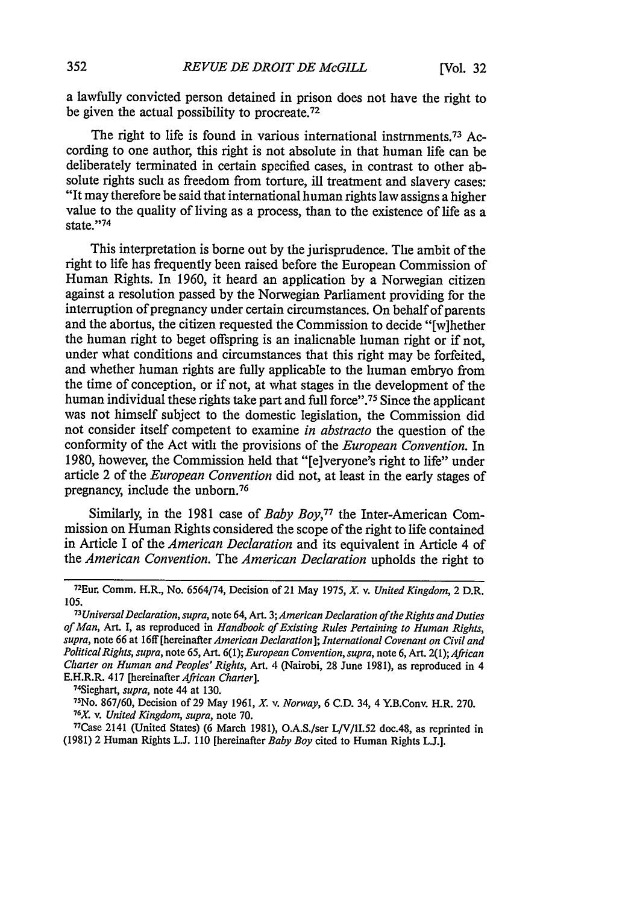a lawfully convicted person detained in prison does not have the right to be given the actual possibility to procreate.[72]

The right to life is found in various international instrnments.[73] According to one author, this right is not absolute in that human life can be deliberately terminated in certain specified cases, in contrast to other absolute rights such as freedom from torture, ill treatment and slavery cases: "It may therefore be said that international human rights law assigns a higher value to the quality of living as a process, than to the existence of life as a state."[74]

This interpretation is borne out by the jurisprudence. The ambit of the right to life has frequently been raised before the European Commission of Human Rights. In 1960, it heard an application by a Norwegian citizen against a resolution passed by the Norwegian Parliament providing for the interruption of pregnancy under certain circumstances. On behalf of parents and the abortus, the citizen requested the Commission to decide "[w]hether the human right to beget offspring is an inalienable human right or if not, under what conditions and circumstances that this right may be forfeited, and whether human rights are fully applicable to the human embryo from the time of conception, or if not, at what stages in the development of the human individual these rights take part and full force".[75] Since the applicant was not himself subject to the domestic legislation, the Commission did not consider itself competent to examine *in abstracto* the question of the conformity of the Act with the provisions of the *European Convention*. In 1980, however, the Commission held that "[e]veryone's right to life" under article 2 of the *European Convention* did not, at least in the early stages of pregnancy, include the unborn.[76]

Similarly, in the 1981 case of *Baby Boy*,[77] the Inter-American Commission on Human Rights considered the scope of the right to life contained in Article I of the *American Declaration* and its equivalent in Article 4 of the *American Convention*. The *American Declaration* upholds the right to

---

[72] Eur. Comm. H.R., No. 6564/74, Decision of 21 May 1975, *X. v. United Kingdom*, 2 D.R. 105.

[73] *Universal Declaration*, *supra*, note 64, Art. 3; *American Declaration of the Rights and Duties of Man*, Art. I, as reproduced in *Handbook of Existing Rules Pertaining to Human Rights*, *supra*, note 66 at 16ff [hereinafter *American Declaration*]; *International Covenant on Civil and Political Rights*, *supra*, note 65, Art. 6(1); *European Convention*, *supra*, note 6, Art. 2(1); *African Charter on Human and Peoples' Rights*, Art. 4 (Nairobi, 28 June 1981), as reproduced in 4 E.H.R.R. 417 [hereinafter *African Charter*].

[74] Sieghart, *supra*, note 44 at 130.

[75] No. 867/60, Decision of 29 May 1961, *X. v. Norway*, 6 C.D. 34, 4 Y.B.Conv. H.R. 270.

[76] *X. v. United Kingdom*, *supra*, note 70.

[77] Case 2141 (United States) (6 March 1981), O.A.S./ser L/V/II.52 doc.48, as reprinted in (1981) 2 Human Rights L.J. 110 [hereinafter *Baby Boy* cited to Human Rights L.J.].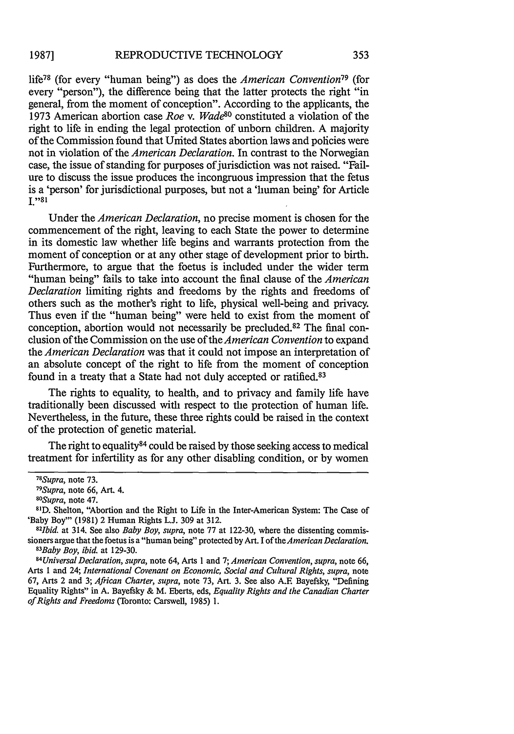life[78] (for every "human being") as does the *American Convention*[79] (for every "person"), the difference being that the latter protects the right "in general, from the moment of conception". According to the applicants, the 1973 American abortion case *Roe* v. *Wade*[80] constituted a violation of the right to life in ending the legal protection of unborn children. A majority of the Commission found that United States abortion laws and policies were not in violation of the *American Declaration*. In contrast to the Norwegian case, the issue of standing for purposes of jurisdiction was not raised. "Failure to discuss the issue produces the incongruous impression that the fetus is a 'person' for jurisdictional purposes, but not a 'human being' for Article I."[81]

Under the *American Declaration*, no precise moment is chosen for the commencement of the right, leaving to each State the power to determine in its domestic law whether life begins and warrants protection from the moment of conception or at any other stage of development prior to birth. Furthermore, to argue that the foetus is included under the wider term "human being" fails to take into account the final clause of the *American Declaration* limiting rights and freedoms by the rights and freedoms of others such as the mother's right to life, physical well-being and privacy. Thus even if the "human being" were held to exist from the moment of conception, abortion would not necessarily be precluded.[82] The final conclusion of the Commission on the use of the *American Convention* to expand the *American Declaration* was that it could not impose an interpretation of an absolute concept of the right to life from the moment of conception found in a treaty that a State had not duly accepted or ratified.[83]

The rights to equality, to health, and to privacy and family life have traditionally been discussed with respect to the protection of human life. Nevertheless, in the future, these three rights could be raised in the context of the protection of genetic material.

The right to equality[84] could be raised by those seeking access to medical treatment for infertility as for any other disabling condition, or by women

---

[78] *Supra*, note 73.

[79] *Supra*, note 66, Art. 4.

[80] *Supra*, note 47.

[81] D. Shelton, "Abortion and the Right to Life in the Inter-American System: The Case of 'Baby Boy'" (1981) 2 Human Rights L.J. 309 at 312.

[82] *Ibid.* at 314. See also *Baby Boy*, *supra*, note 77 at 122-30, where the dissenting commissioners argue that the foetus is a "human being" protected by Art. I of the *American Declaration*.

[83] *Baby Boy*, *ibid.* at 129-30.

[84] *Universal Declaration*, *supra*, note 64, Arts 1 and 7; *American Convention*, *supra*, note 66, Arts 1 and 24; *International Covenant on Economic, Social and Cultural Rights*, *supra*, note 67, Arts 2 and 3; *African Charter*, *supra*, note 73, Art. 3. See also A.F. Bayefsky, "Defining Equality Rights" in A. Bayefsky & M. Eberts, eds, *Equality Rights and the Canadian Charter of Rights and Freedoms* (Toronto: Carswell, 1985) 1.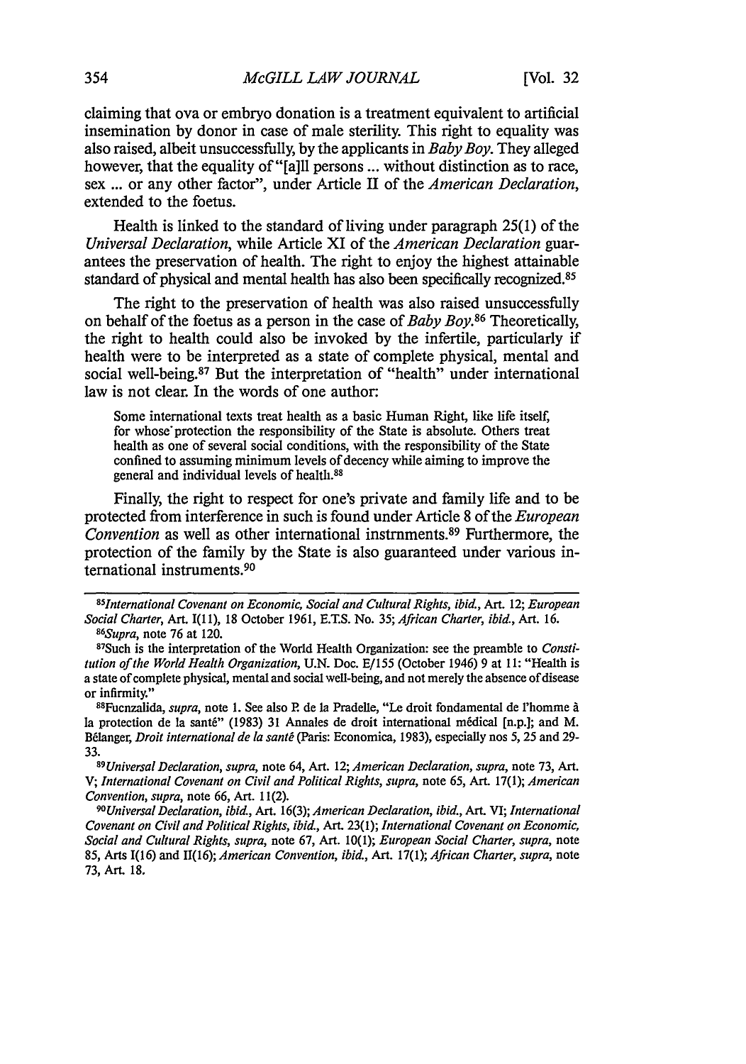claiming that ova or embryo donation is a treatment equivalent to artificial insemination by donor in case of male sterility. This right to equality was also raised, albeit unsuccessfully, by the applicants in *Baby Boy*. They alleged however, that the equality of "[a]ll persons ... without distinction as to race, sex ... or any other factor", under Article II of the *American Declaration*, extended to the foetus.

Health is linked to the standard of living under paragraph 25(1) of the *Universal Declaration*, while Article XI of the *American Declaration* guarantees the preservation of health. The right to enjoy the highest attainable standard of physical and mental health has also been specifically recognized.[85]

The right to the preservation of health was also raised unsuccessfully on behalf of the foetus as a person in the case of *Baby Boy*.[86] Theoretically, the right to health could also be invoked by the infertile, particularly if health were to be interpreted as a state of complete physical, mental and social well-being.[87] But the interpretation of "health" under international law is not clear. In the words of one author:

> Some international texts treat health as a basic Human Right, like life itself, for whose protection the responsibility of the State is absolute. Others treat health as one of several social conditions, with the responsibility of the State confined to assuming minimum levels of decency while aiming to improve the general and individual levels of health.[88]

Finally, the right to respect for one's private and family life and to be protected from interference in such is found under Article 8 of the *European Convention* as well as other international instrnments.[89] Furthermore, the protection of the family by the State is also guaranteed under various international instruments.[90]

---

[85] *International Covenant on Economic, Social and Cultural Rights*, *ibid.*, Art. 12; *European Social Charter*, Art. I(11), 18 October 1961, E.T.S. No. 35; *African Charter*, *ibid.*, Art. 16.

[86] *Supra*, note 76 at 120.

[87] Such is the interpretation of the World Health Organization: see the preamble to *Constitution of the World Health Organization*, U.N. Doc. E/155 (October 1946) 9 at 11: "Health is a state of complete physical, mental and social well-being, and not merely the absence of disease or infirmity."

[88] Fuenzalida, *supra*, note 1. See also P. de la Pradelle, "Le droit fondamental de l'homme à la protection de la santé" (1983) 31 Annales de droit international médical [n.p.]; and M. Bélanger, *Droit international de la santé* (Paris: Economica, 1983), especially nos 5, 25 and 29-33.

[89] *Universal Declaration*, *supra*, note 64, Art. 12; *American Declaration*, *supra*, note 73, Art. V; *International Covenant on Civil and Political Rights*, *supra*, note 65, Art. 17(1); *American Convention*, *supra*, note 66, Art. 11(2).

[90] *Universal Declaration*, *ibid.*, Art. 16(3); *American Declaration*, *ibid.*, Art. VI; *International Covenant on Civil and Political Rights*, *ibid.*, Art. 23(1); *International Covenant on Economic, Social and Cultural Rights*, *supra*, note 67, Art. 10(1); *European Social Charter*, *supra*, note 85, Arts I(16) and II(16); *American Convention*, *ibid.*, Art. 17(1); *African Charter*, *supra*, note 73, Art. 18.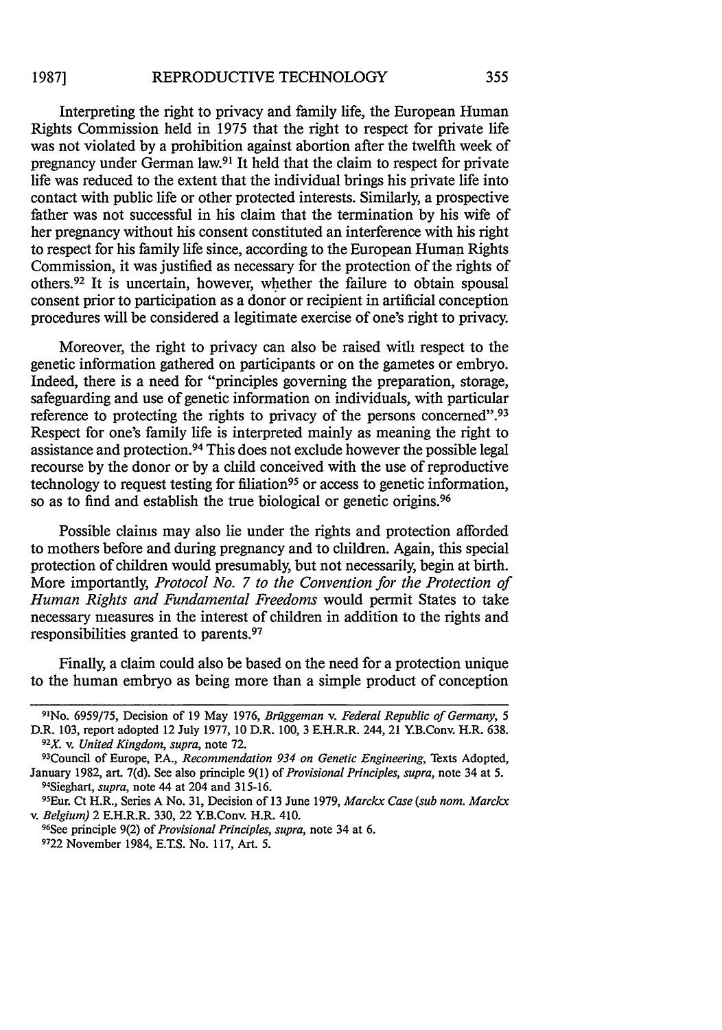Interpreting the right to privacy and family life, the European Human Rights Commission held in 1975 that the right to respect for private life was not violated by a prohibition against abortion after the twelfth week of pregnancy under German law.[91] It held that the claim to respect for private life was reduced to the extent that the individual brings his private life into contact with public life or other protected interests. Similarly, a prospective father was not successful in his claim that the termination by his wife of her pregnancy without his consent constituted an interference with his right to respect for his family life since, according to the European Human Rights Commission, it was justified as necessary for the protection of the rights of others.[92] It is uncertain, however, whether the failure to obtain spousal consent prior to participation as a donor or recipient in artificial conception procedures will be considered a legitimate exercise of one's right to privacy.

Moreover, the right to privacy can also be raised with respect to the genetic information gathered on participants or on the gametes or embryo. Indeed, there is a need for "principles governing the preparation, storage, safeguarding and use of genetic information on individuals, with particular reference to protecting the rights to privacy of the persons concerned".[93] Respect for one's family life is interpreted mainly as meaning the right to assistance and protection.[94] This does not exclude however the possible legal recourse by the donor or by a child conceived with the use of reproductive technology to request testing for filiation[95] or access to genetic information, so as to find and establish the true biological or genetic origins.[96]

Possible claims may also lie under the rights and protection afforded to mothers before and during pregnancy and to children. Again, this special protection of children would presumably, but not necessarily, begin at birth. More importantly, *Protocol No. 7 to the Convention for the Protection of Human Rights and Fundamental Freedoms* would permit States to take necessary measures in the interest of children in addition to the rights and responsibilities granted to parents.[97]

Finally, a claim could also be based on the need for a protection unique to the human embryo as being more than a simple product of conception

---

[91] No. 6959/75, Decision of 19 May 1976, *Brüggeman v. Federal Republic of Germany*, 5 D.R. 103, report adopted 12 July 1977, 10 D.R. 100, 3 E.H.R.R. 244, 21 Y.B.Conv. H.R. 638.

[92] *X. v. United Kingdom*, *supra*, note 72.

[93] Council of Europe, P.A., *Recommendation 934 on Genetic Engineering*, Texts Adopted, January 1982, art. 7(d). See also principle 9(1) of *Provisional Principles*, *supra*, note 34 at 5.

[94] Sieghart, *supra*, note 44 at 204 and 315-16.

[95] Eur. Ct H.R., Series A No. 31, Decision of 13 June 1979, *Marckx Case (sub nom. Marckx v. Belgium)* 2 E.H.R.R. 330, 22 Y.B.Conv. H.R. 410.

[96] See principle 9(2) of *Provisional Principles*, *supra*, note 34 at 6.

[97] 22 November 1984, E.T.S. No. 117, Art. 5.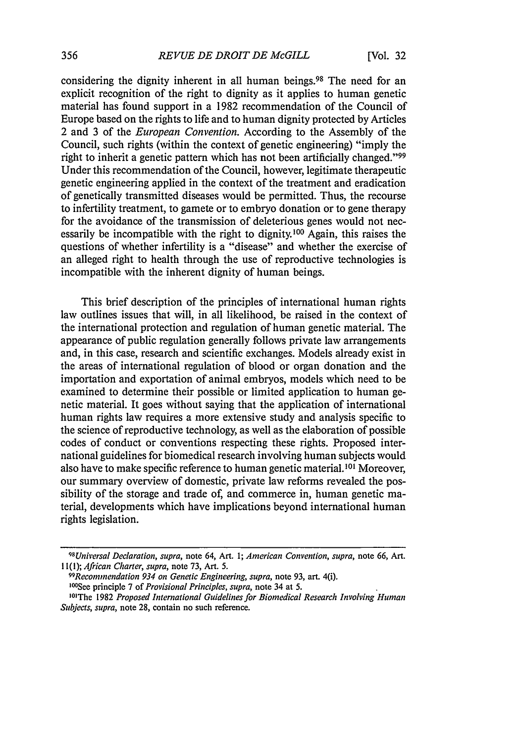considering the dignity inherent in all human beings.[98] The need for an explicit recognition of the right to dignity as it applies to human genetic material has found support in a 1982 recommendation of the Council of Europe based on the rights to life and to human dignity protected by Articles 2 and 3 of the *European Convention*. According to the Assembly of the Council, such rights (within the context of genetic engineering) "imply the right to inherit a genetic pattern which has not been artificially changed."[99] Under this recommendation of the Council, however, legitimate therapeutic genetic engineering applied in the context of the treatment and eradication of genetically transmitted diseases would be permitted. Thus, the recourse to infertility treatment, to gamete or to embryo donation or to gene therapy for the avoidance of the transmission of deleterious genes would not necessarily be incompatible with the right to dignity.[100] Again, this raises the questions of whether infertility is a "disease" and whether the exercise of an alleged right to health through the use of reproductive technologies is incompatible with the inherent dignity of human beings.

This brief description of the principles of international human rights law outlines issues that will, in all likelihood, be raised in the context of the international protection and regulation of human genetic material. The appearance of public regulation generally follows private law arrangements and, in this case, research and scientific exchanges. Models already exist in the areas of international regulation of blood or organ donation and the importation and exportation of animal embryos, models which need to be examined to determine their possible or limited application to human genetic material. It goes without saying that the application of international human rights law requires a more extensive study and analysis specific to the science of reproductive technology, as well as the elaboration of possible codes of conduct or conventions respecting these rights. Proposed international guidelines for biomedical research involving human subjects would also have to make specific reference to human genetic material.[101] Moreover, our summary overview of domestic, private law reforms revealed the possibility of the storage and trade of, and commerce in, human genetic material, developments which have implications beyond international human rights legislation.

---

[98] *Universal Declaration*, *supra*, note 64, Art. 1; *American Convention*, *supra*, note 66, Art. 11(1); *African Charter*, *supra*, note 73, Art. 5.

[99] *Recommendation 934 on Genetic Engineering*, *supra*, note 93, art. 4(i).

[100] See principle 7 of *Provisional Principles*, *supra*, note 34 at 5.

[101] The 1982 *Proposed International Guidelines for Biomedical Research Involving Human Subjects*, *supra*, note 28, contain no such reference.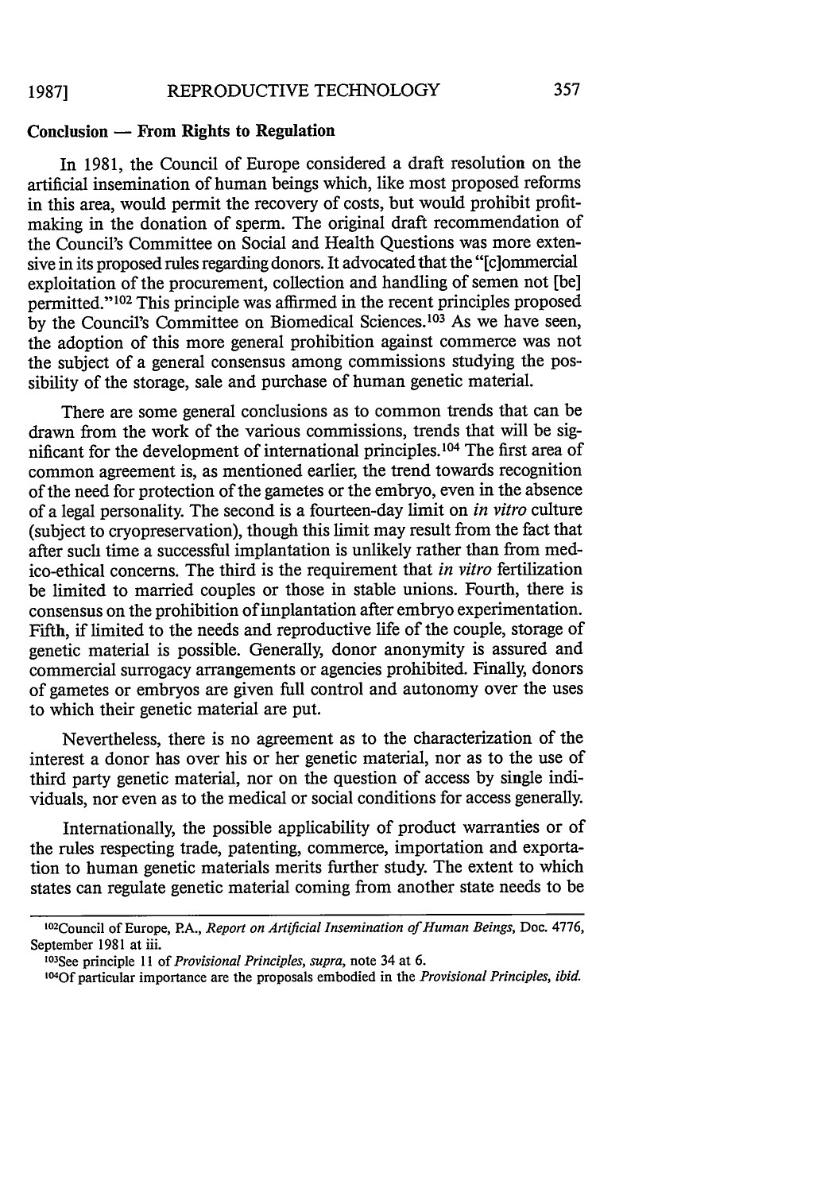### Conclusion — From Rights to Regulation

In 1981, the Council of Europe considered a draft resolution on the artificial insemination of human beings which, like most proposed reforms in this area, would permit the recovery of costs, but would prohibit profit-making in the donation of sperm. The original draft recommendation of the Council's Committee on Social and Health Questions was more extensive in its proposed rules regarding donors. It advocated that the "[c]ommercial exploitation of the procurement, collection and handling of semen not [be] permitted."[102] This principle was affirmed in the recent principles proposed by the Council's Committee on Biomedical Sciences.[103] As we have seen, the adoption of this more general prohibition against commerce was not the subject of a general consensus among commissions studying the possibility of the storage, sale and purchase of human genetic material.

There are some general conclusions as to common trends that can be drawn from the work of the various commissions, trends that will be significant for the development of international principles.[104] The first area of common agreement is, as mentioned earlier, the trend towards recognition of the need for protection of the gametes or the embryo, even in the absence of a legal personality. The second is a fourteen-day limit on *in vitro* culture (subject to cryopreservation), though this limit may result from the fact that after such time a successful implantation is unlikely rather than from medico-ethical concerns. The third is the requirement that *in vitro* fertilization be limited to married couples or those in stable unions. Fourth, there is consensus on the prohibition of implantation after embryo experimentation. Fifth, if limited to the needs and reproductive life of the couple, storage of genetic material is possible. Generally, donor anonymity is assured and commercial surrogacy arrangements or agencies prohibited. Finally, donors of gametes or embryos are given full control and autonomy over the uses to which their genetic material are put.

Nevertheless, there is no agreement as to the characterization of the interest a donor has over his or her genetic material, nor as to the use of third party genetic material, nor on the question of access by single individuals, nor even as to the medical or social conditions for access generally.

Internationally, the possible applicability of product warranties or of the rules respecting trade, patenting, commerce, importation and exportation to human genetic materials merits further study. The extent to which states can regulate genetic material coming from another state needs to be

---

[102] Council of Europe, P.A., *Report on Artificial Insemination of Human Beings*, Doc. 4776, September 1981 at iii.

[103] See principle 11 of *Provisional Principles*, *supra*, note 34 at 6.

[104] Of particular importance are the proposals embodied in the *Provisional Principles*, *ibid.*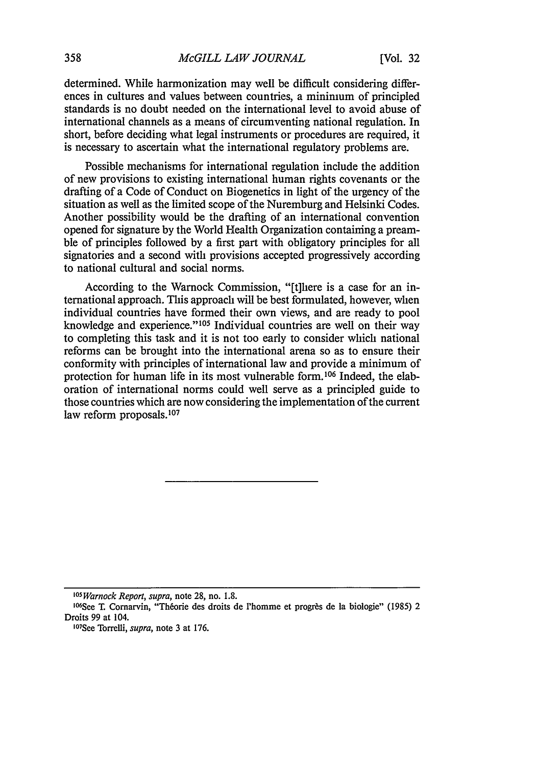determined. While harmonization may well be difficult considering differences in cultures and values between countries, a minimum of principled standards is no doubt needed on the international level to avoid abuse of international channels as a means of circumventing national regulation. In short, before deciding what legal instruments or procedures are required, it is necessary to ascertain what the international regulatory problems are.

Possible mechanisms for international regulation include the addition of new provisions to existing international human rights covenants or the drafting of a Code of Conduct on Biogenetics in light of the urgency of the situation as well as the limited scope of the Nuremburg and Helsinki Codes. Another possibility would be the drafting of an international convention opened for signature by the World Health Organization containing a preamble of principles followed by a first part with obligatory principles for all signatories and a second with provisions accepted progressively according to national cultural and social norms.

According to the Warnock Commission, "[t]here is a case for an international approach. This approach will be best formulated, however, when individual countries have formed their own views, and are ready to pool knowledge and experience."[105] Individual countries are well on their way to completing this task and it is not too early to consider which national reforms can be brought into the international arena so as to ensure their conformity with principles of international law and provide a minimum of protection for human life in its most vulnerable form.[106] Indeed, the elaboration of international norms could well serve as a principled guide to those countries which are now considering the implementation of the current law reform proposals.[107]

---

[105] *Warnock Report*, *supra*, note 28, no. 1.8.

[106] See T. Cornarvin, "Théorie des droits de l'homme et progrès de la biologie" (1985) 2 Droits 99 at 104.

[107] See Torrelli, *supra*, note 3 at 176.